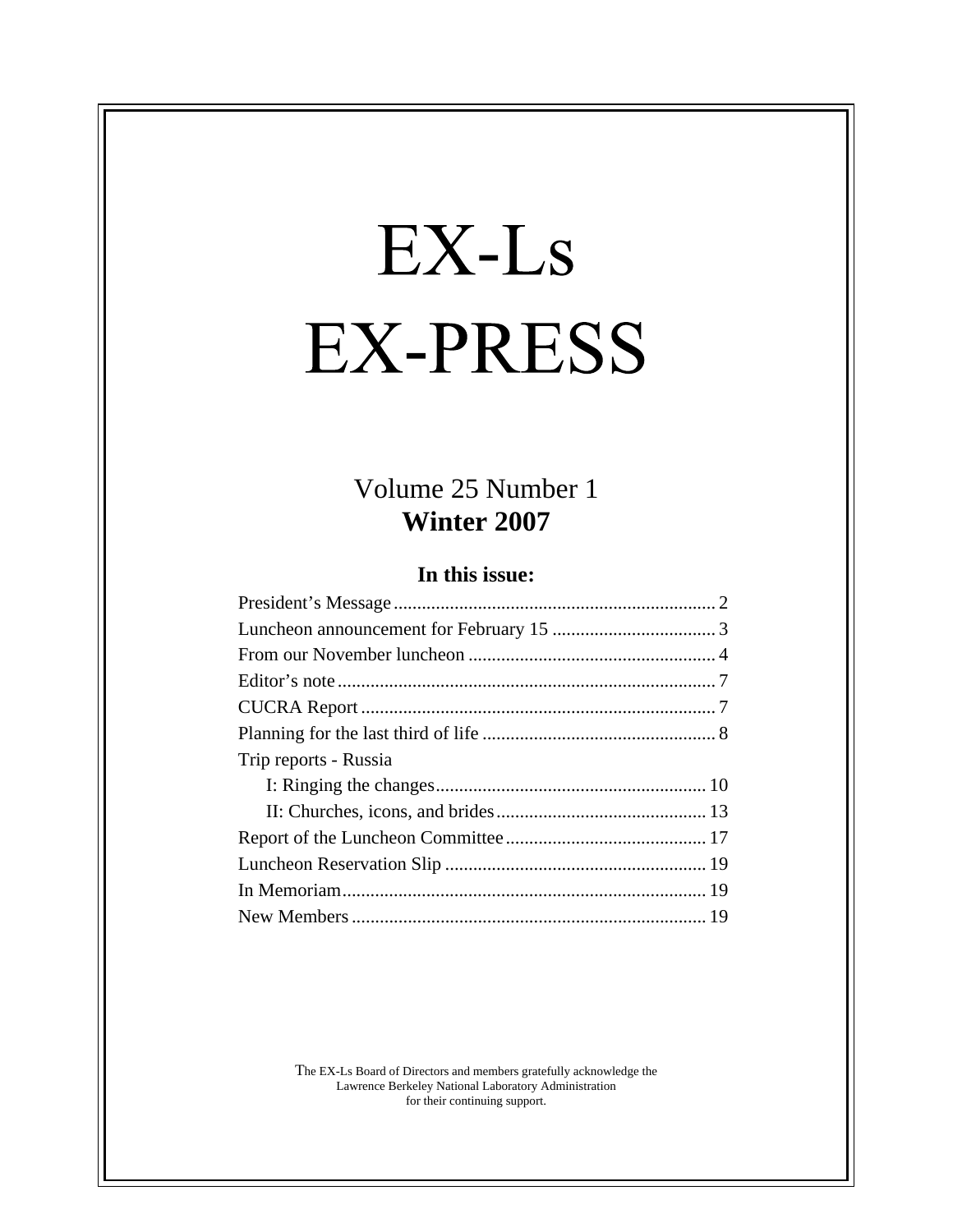# EX-Ls EX-PRESS

Volume 25 Number 1
**Winter 2007**

**In this issue:**

| | |
|---|---|
| President's Message | 2 |
| Luncheon announcement for February 15 | 3 |
| From our November luncheon | 4 |
| Editor's note | 7 |
| CUCRA Report | 7 |
| Planning for the last third of life | 8 |
| Trip reports - Russia | |
| I: Ringing the changes | 10 |
| II: Churches, icons, and brides | 13 |
| Report of the Luncheon Committee | 17 |
| Luncheon Reservation Slip | 19 |
| In Memoriam | 19 |
| New Members | 19 |

The EX-Ls Board of Directors and members gratefully acknowledge the Lawrence Berkeley National Laboratory Administration for their continuing support.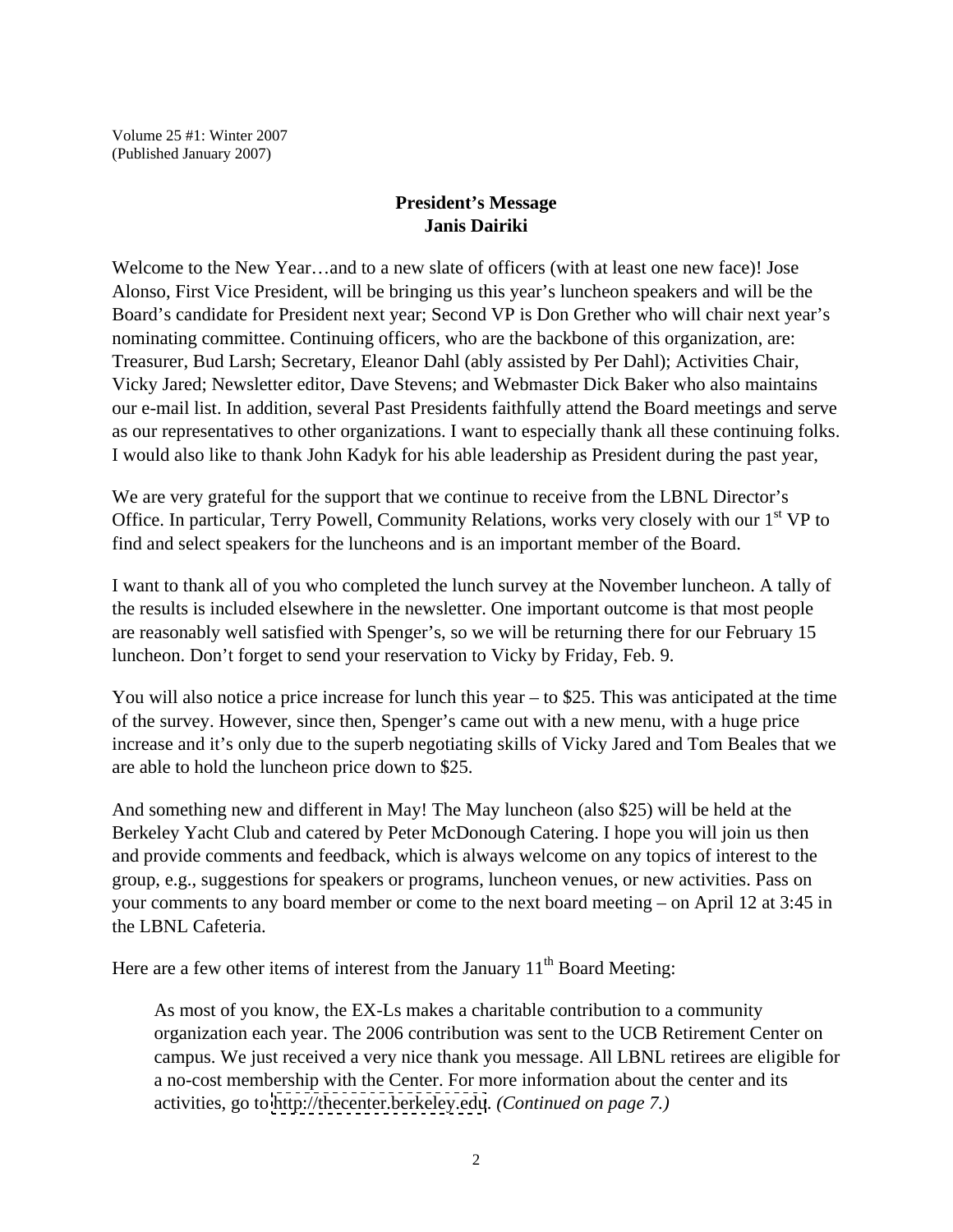Volume 25 #1: Winter 2007
(Published January 2007)

## President's Message
## Janis Dairiki

Welcome to the New Year…and to a new slate of officers (with at least one new face)! Jose Alonso, First Vice President, will be bringing us this year's luncheon speakers and will be the Board's candidate for President next year; Second VP is Don Grether who will chair next year's nominating committee. Continuing officers, who are the backbone of this organization, are: Treasurer, Bud Larsh; Secretary, Eleanor Dahl (ably assisted by Per Dahl); Activities Chair, Vicky Jared; Newsletter editor, Dave Stevens; and Webmaster Dick Baker who also maintains our e-mail list. In addition, several Past Presidents faithfully attend the Board meetings and serve as our representatives to other organizations. I want to especially thank all these continuing folks. I would also like to thank John Kadyk for his able leadership as President during the past year,

We are very grateful for the support that we continue to receive from the LBNL Director's Office. In particular, Terry Powell, Community Relations, works very closely with our 1st VP to find and select speakers for the luncheons and is an important member of the Board.

I want to thank all of you who completed the lunch survey at the November luncheon. A tally of the results is included elsewhere in the newsletter. One important outcome is that most people are reasonably well satisfied with Spenger's, so we will be returning there for our February 15 luncheon. Don't forget to send your reservation to Vicky by Friday, Feb. 9.

You will also notice a price increase for lunch this year – to $25. This was anticipated at the time of the survey. However, since then, Spenger's came out with a new menu, with a huge price increase and it's only due to the superb negotiating skills of Vicky Jared and Tom Beales that we are able to hold the luncheon price down to $25.

And something new and different in May! The May luncheon (also $25) will be held at the Berkeley Yacht Club and catered by Peter McDonough Catering. I hope you will join us then and provide comments and feedback, which is always welcome on any topics of interest to the group, e.g., suggestions for speakers or programs, luncheon venues, or new activities. Pass on your comments to any board member or come to the next board meeting – on April 12 at 3:45 in the LBNL Cafeteria.

Here are a few other items of interest from the January 11th Board Meeting:

> As most of you know, the EX-Ls makes a charitable contribution to a community organization each year. The 2006 contribution was sent to the UCB Retirement Center on campus. We just received a very nice thank you message. All LBNL retirees are eligible for a no-cost membership with the Center. For more information about the center and its activities, go to http://thecenter.berkeley.edu. *(Continued on page 7.)*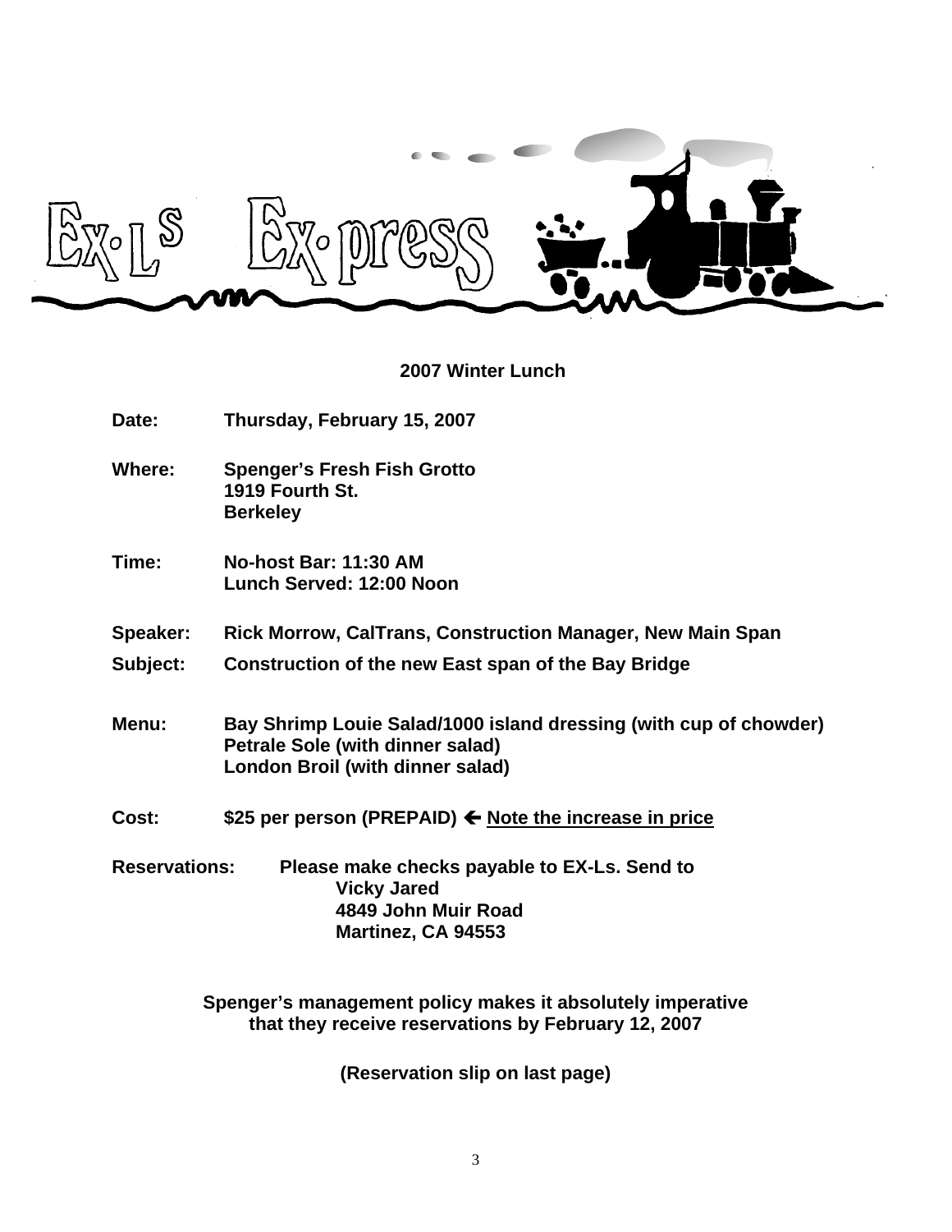# Ex-Ls Ex-press

## 2007 Winter Lunch

**Date:** Thursday, February 15, 2007

**Where:** Spenger's Fresh Fish Grotto
1919 Fourth St.
Berkeley

**Time:** No-host Bar: 11:30 AM
Lunch Served: 12:00 Noon

**Speaker:** Rick Morrow, CalTrans, Construction Manager, New Main Span

**Subject:** Construction of the new East span of the Bay Bridge

**Menu:** Bay Shrimp Louie Salad/1000 island dressing (with cup of chowder)
Petrale Sole (with dinner salad)
London Broil (with dinner salad)

**Cost:** $25 per person (PREPAID) ← Note the increase in price

**Reservations:** Please make checks payable to EX-Ls. Send to
Vicky Jared
4849 John Muir Road
Martinez, CA 94553

**Spenger's management policy makes it absolutely imperative that they receive reservations by February 12, 2007**

**(Reservation slip on last page)**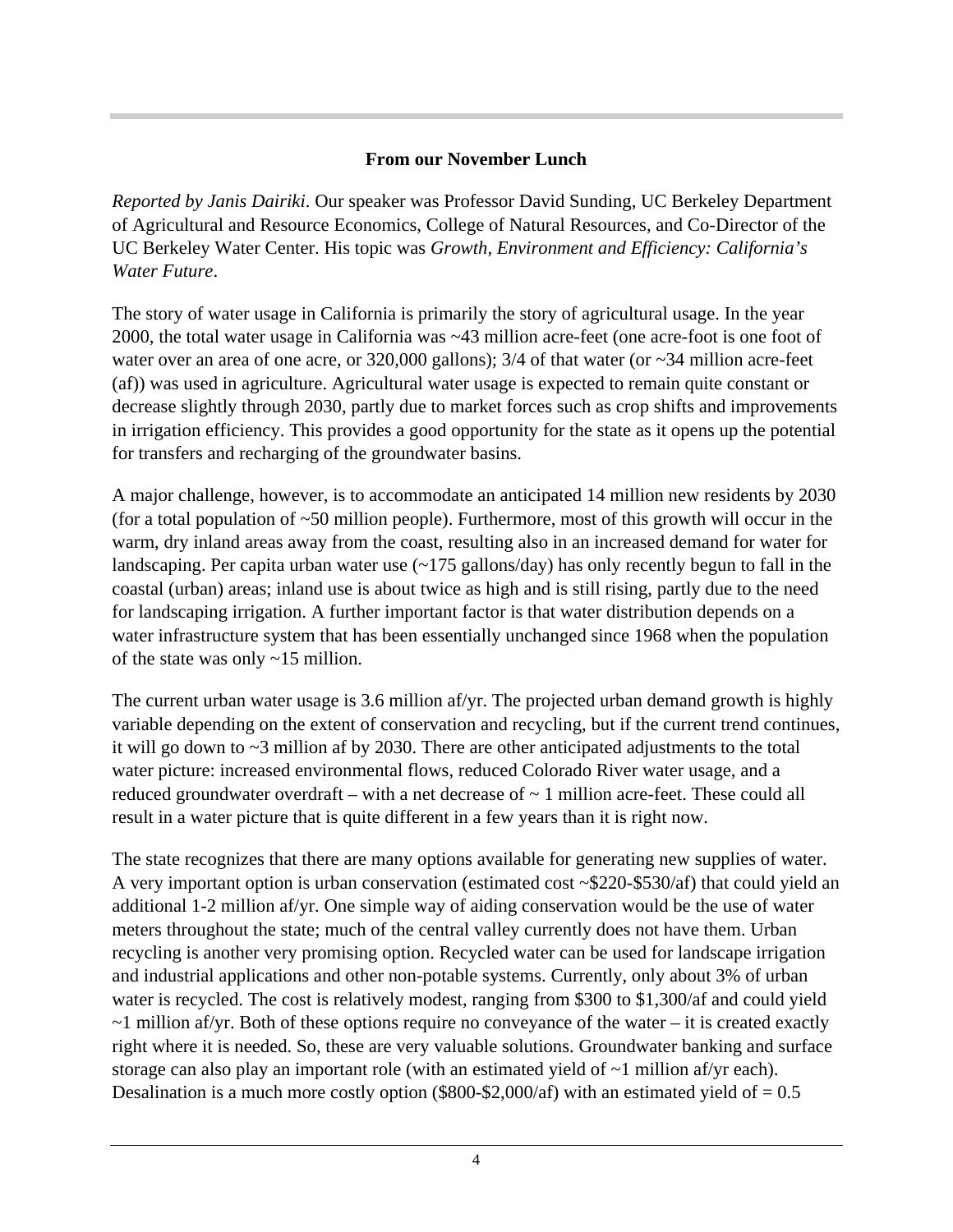## From our November Lunch

*Reported by Janis Dairiki*. Our speaker was Professor David Sunding, UC Berkeley Department of Agricultural and Resource Economics, College of Natural Resources, and Co-Director of the UC Berkeley Water Center. His topic was *Growth, Environment and Efficiency: California's Water Future*.

The story of water usage in California is primarily the story of agricultural usage. In the year 2000, the total water usage in California was ~43 million acre-feet (one acre-foot is one foot of water over an area of one acre, or 320,000 gallons); 3/4 of that water (or ~34 million acre-feet (af)) was used in agriculture. Agricultural water usage is expected to remain quite constant or decrease slightly through 2030, partly due to market forces such as crop shifts and improvements in irrigation efficiency. This provides a good opportunity for the state as it opens up the potential for transfers and recharging of the groundwater basins.

A major challenge, however, is to accommodate an anticipated 14 million new residents by 2030 (for a total population of ~50 million people). Furthermore, most of this growth will occur in the warm, dry inland areas away from the coast, resulting also in an increased demand for water for landscaping. Per capita urban water use (~175 gallons/day) has only recently begun to fall in the coastal (urban) areas; inland use is about twice as high and is still rising, partly due to the need for landscaping irrigation. A further important factor is that water distribution depends on a water infrastructure system that has been essentially unchanged since 1968 when the population of the state was only ~15 million.

The current urban water usage is 3.6 million af/yr. The projected urban demand growth is highly variable depending on the extent of conservation and recycling, but if the current trend continues, it will go down to ~3 million af by 2030. There are other anticipated adjustments to the total water picture: increased environmental flows, reduced Colorado River water usage, and a reduced groundwater overdraft – with a net decrease of ~ 1 million acre-feet. These could all result in a water picture that is quite different in a few years than it is right now.

The state recognizes that there are many options available for generating new supplies of water. A very important option is urban conservation (estimated cost ~$220-$530/af) that could yield an additional 1-2 million af/yr. One simple way of aiding conservation would be the use of water meters throughout the state; much of the central valley currently does not have them. Urban recycling is another very promising option. Recycled water can be used for landscape irrigation and industrial applications and other non-potable systems. Currently, only about 3% of urban water is recycled. The cost is relatively modest, ranging from $300 to $1,300/af and could yield ~1 million af/yr. Both of these options require no conveyance of the water – it is created exactly right where it is needed. So, these are very valuable solutions. Groundwater banking and surface storage can also play an important role (with an estimated yield of ~1 million af/yr each). Desalination is a much more costly option ($800-$2,000/af) with an estimated yield of = 0.5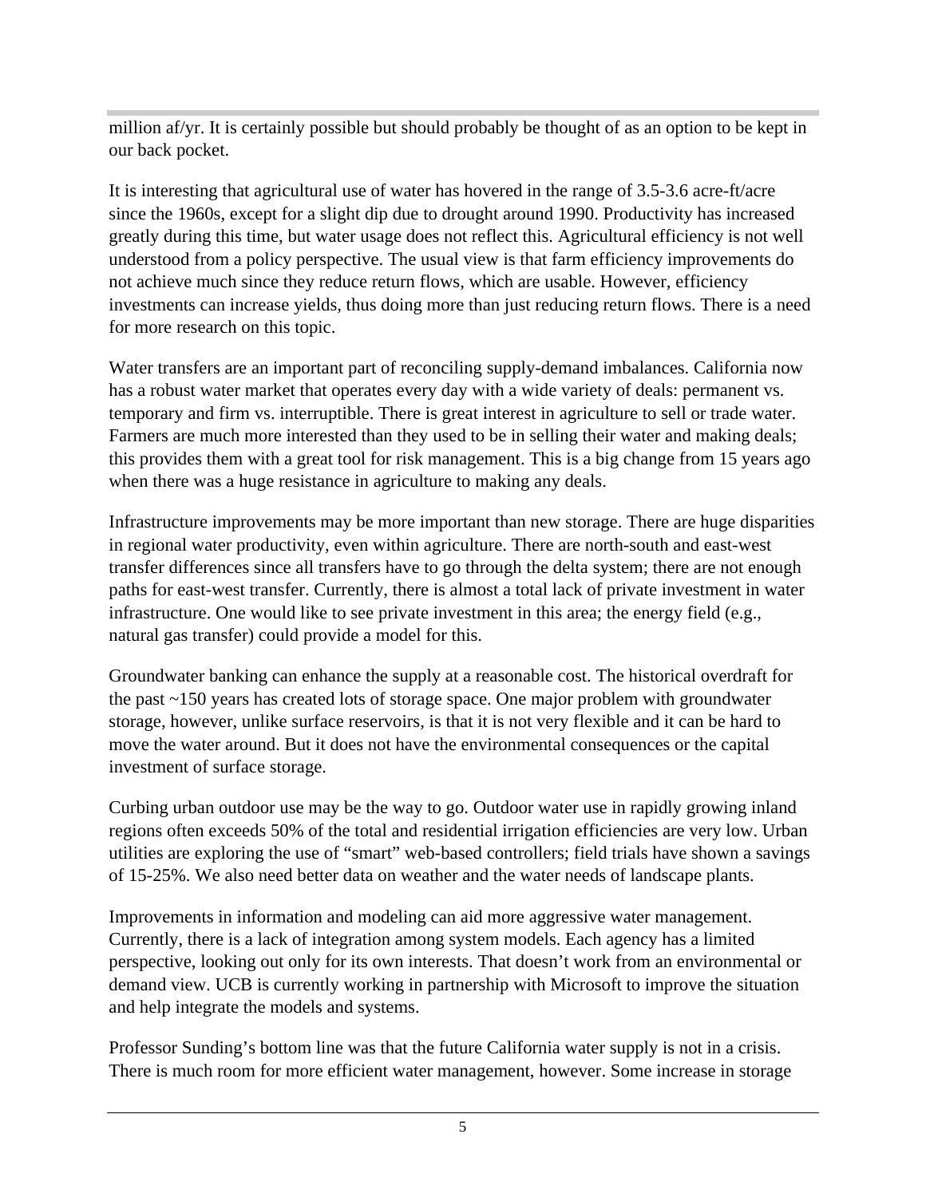million af/yr. It is certainly possible but should probably be thought of as an option to be kept in our back pocket.

It is interesting that agricultural use of water has hovered in the range of 3.5-3.6 acre-ft/acre since the 1960s, except for a slight dip due to drought around 1990. Productivity has increased greatly during this time, but water usage does not reflect this. Agricultural efficiency is not well understood from a policy perspective. The usual view is that farm efficiency improvements do not achieve much since they reduce return flows, which are usable. However, efficiency investments can increase yields, thus doing more than just reducing return flows. There is a need for more research on this topic.

Water transfers are an important part of reconciling supply-demand imbalances. California now has a robust water market that operates every day with a wide variety of deals: permanent vs. temporary and firm vs. interruptible. There is great interest in agriculture to sell or trade water. Farmers are much more interested than they used to be in selling their water and making deals; this provides them with a great tool for risk management. This is a big change from 15 years ago when there was a huge resistance in agriculture to making any deals.

Infrastructure improvements may be more important than new storage. There are huge disparities in regional water productivity, even within agriculture. There are north-south and east-west transfer differences since all transfers have to go through the delta system; there are not enough paths for east-west transfer. Currently, there is almost a total lack of private investment in water infrastructure. One would like to see private investment in this area; the energy field (e.g., natural gas transfer) could provide a model for this.

Groundwater banking can enhance the supply at a reasonable cost. The historical overdraft for the past ~150 years has created lots of storage space. One major problem with groundwater storage, however, unlike surface reservoirs, is that it is not very flexible and it can be hard to move the water around. But it does not have the environmental consequences or the capital investment of surface storage.

Curbing urban outdoor use may be the way to go. Outdoor water use in rapidly growing inland regions often exceeds 50% of the total and residential irrigation efficiencies are very low. Urban utilities are exploring the use of "smart" web-based controllers; field trials have shown a savings of 15-25%. We also need better data on weather and the water needs of landscape plants.

Improvements in information and modeling can aid more aggressive water management. Currently, there is a lack of integration among system models. Each agency has a limited perspective, looking out only for its own interests. That doesn't work from an environmental or demand view. UCB is currently working in partnership with Microsoft to improve the situation and help integrate the models and systems.

Professor Sunding's bottom line was that the future California water supply is not in a crisis. There is much room for more efficient water management, however. Some increase in storage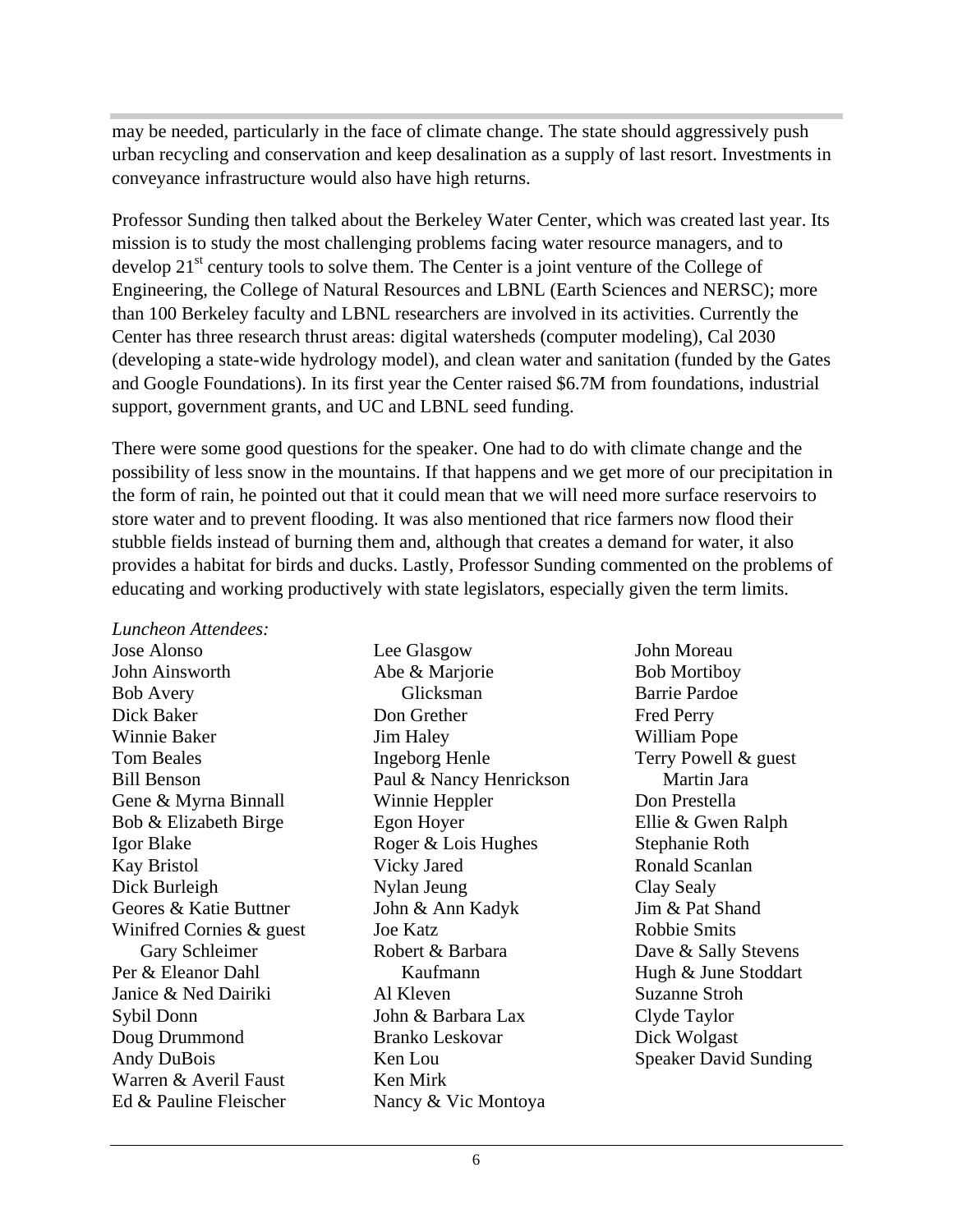may be needed, particularly in the face of climate change. The state should aggressively push urban recycling and conservation and keep desalination as a supply of last resort. Investments in conveyance infrastructure would also have high returns.

Professor Sunding then talked about the Berkeley Water Center, which was created last year. Its mission is to study the most challenging problems facing water resource managers, and to develop 21st century tools to solve them. The Center is a joint venture of the College of Engineering, the College of Natural Resources and LBNL (Earth Sciences and NERSC); more than 100 Berkeley faculty and LBNL researchers are involved in its activities. Currently the Center has three research thrust areas: digital watersheds (computer modeling), Cal 2030 (developing a state-wide hydrology model), and clean water and sanitation (funded by the Gates and Google Foundations). In its first year the Center raised $6.7M from foundations, industrial support, government grants, and UC and LBNL seed funding.

There were some good questions for the speaker. One had to do with climate change and the possibility of less snow in the mountains. If that happens and we get more of our precipitation in the form of rain, he pointed out that it could mean that we will need more surface reservoirs to store water and to prevent flooding. It was also mentioned that rice farmers now flood their stubble fields instead of burning them and, although that creates a demand for water, it also provides a habitat for birds and ducks. Lastly, Professor Sunding commented on the problems of educating and working productively with state legislators, especially given the term limits.

*Luncheon Attendees:*

Jose Alonso
John Ainsworth
Bob Avery
Dick Baker
Winnie Baker
Tom Beales
Bill Benson
Gene & Myrna Binnall
Bob & Elizabeth Birge
Igor Blake
Kay Bristol
Dick Burleigh
Geores & Katie Buttner
Winifred Cornies & guest Gary Schleimer
Per & Eleanor Dahl
Janice & Ned Dairiki
Sybil Donn
Doug Drummond
Andy DuBois
Warren & Averil Faust
Ed & Pauline Fleischer
Lee Glasgow
Abe & Marjorie Glicksman
Don Grether
Jim Haley
Ingeborg Henle
Paul & Nancy Henrickson
Winnie Heppler
Egon Hoyer
Roger & Lois Hughes
Vicky Jared
Nylan Jeung
John & Ann Kadyk
Joe Katz
Robert & Barbara Kaufmann
Al Kleven
John & Barbara Lax
Branko Leskovar
Ken Lou
Ken Mirk
Nancy & Vic Montoya
John Moreau
Bob Mortiboy
Barrie Pardoe
Fred Perry
William Pope
Terry Powell & guest Martin Jara
Don Prestella
Ellie & Gwen Ralph
Stephanie Roth
Ronald Scanlan
Clay Sealy
Jim & Pat Shand
Robbie Smits
Dave & Sally Stevens
Hugh & June Stoddart
Suzanne Stroh
Clyde Taylor
Dick Wolgast
Speaker David Sunding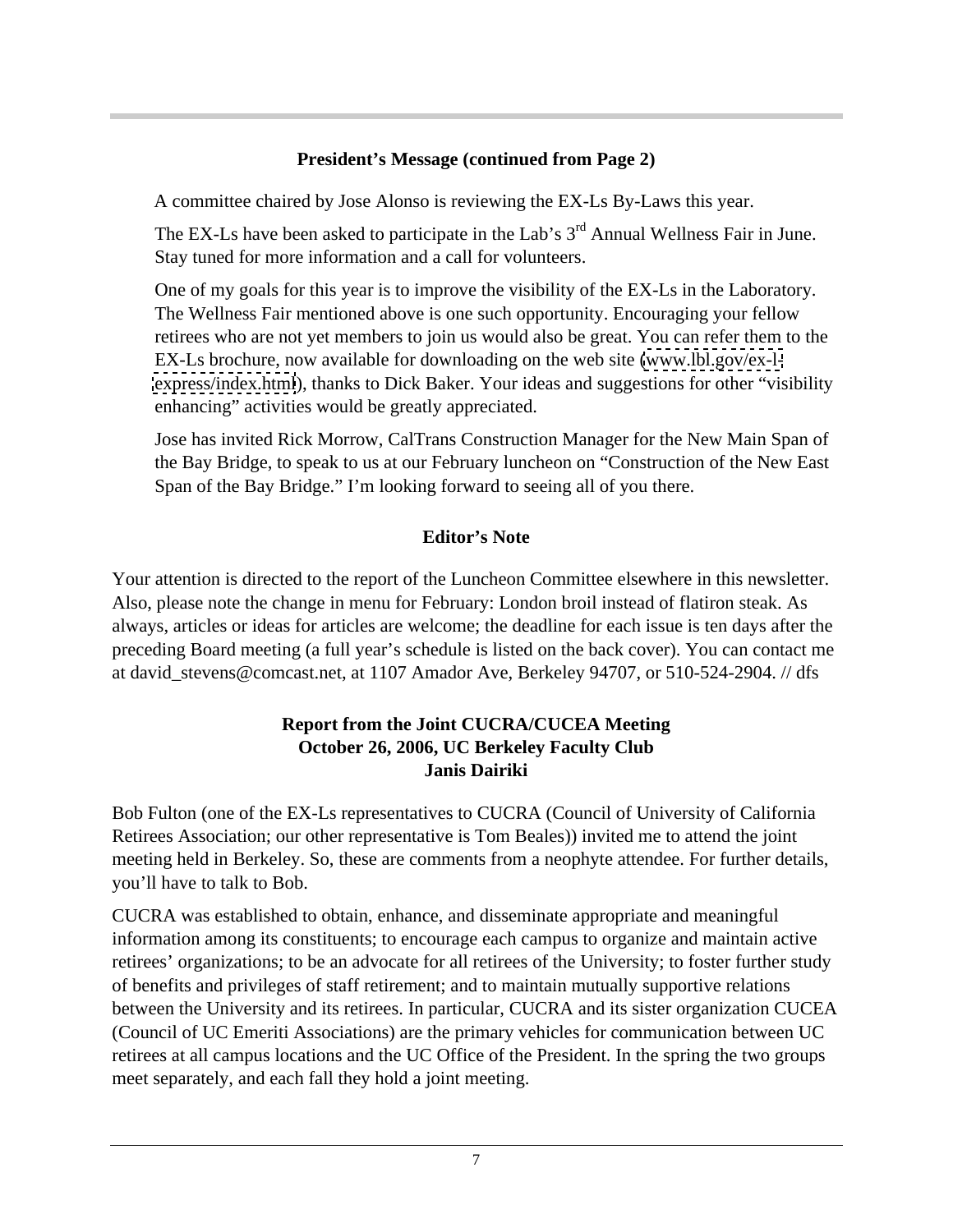### President's Message (continued from Page 2)

A committee chaired by Jose Alonso is reviewing the EX-Ls By-Laws this year.

The EX-Ls have been asked to participate in the Lab's 3rd Annual Wellness Fair in June. Stay tuned for more information and a call for volunteers.

One of my goals for this year is to improve the visibility of the EX-Ls in the Laboratory. The Wellness Fair mentioned above is one such opportunity. Encouraging your fellow retirees who are not yet members to join us would also be great. You can refer them to the EX-Ls brochure, now available for downloading on the web site (www.lbl.gov/ex-l-express/index.html), thanks to Dick Baker. Your ideas and suggestions for other "visibility enhancing" activities would be greatly appreciated.

Jose has invited Rick Morrow, CalTrans Construction Manager for the New Main Span of the Bay Bridge, to speak to us at our February luncheon on "Construction of the New East Span of the Bay Bridge." I'm looking forward to seeing all of you there.

### Editor's Note

Your attention is directed to the report of the Luncheon Committee elsewhere in this newsletter. Also, please note the change in menu for February: London broil instead of flatiron steak. As always, articles or ideas for articles are welcome; the deadline for each issue is ten days after the preceding Board meeting (a full year's schedule is listed on the back cover). You can contact me at david_stevens@comcast.net, at 1107 Amador Ave, Berkeley 94707, or 510-524-2904. // dfs

### Report from the Joint CUCRA/CUCEA Meeting
### October 26, 2006, UC Berkeley Faculty Club
### Janis Dairiki

Bob Fulton (one of the EX-Ls representatives to CUCRA (Council of University of California Retirees Association; our other representative is Tom Beales)) invited me to attend the joint meeting held in Berkeley. So, these are comments from a neophyte attendee. For further details, you'll have to talk to Bob.

CUCRA was established to obtain, enhance, and disseminate appropriate and meaningful information among its constituents; to encourage each campus to organize and maintain active retirees' organizations; to be an advocate for all retirees of the University; to foster further study of benefits and privileges of staff retirement; and to maintain mutually supportive relations between the University and its retirees. In particular, CUCRA and its sister organization CUCEA (Council of UC Emeriti Associations) are the primary vehicles for communication between UC retirees at all campus locations and the UC Office of the President. In the spring the two groups meet separately, and each fall they hold a joint meeting.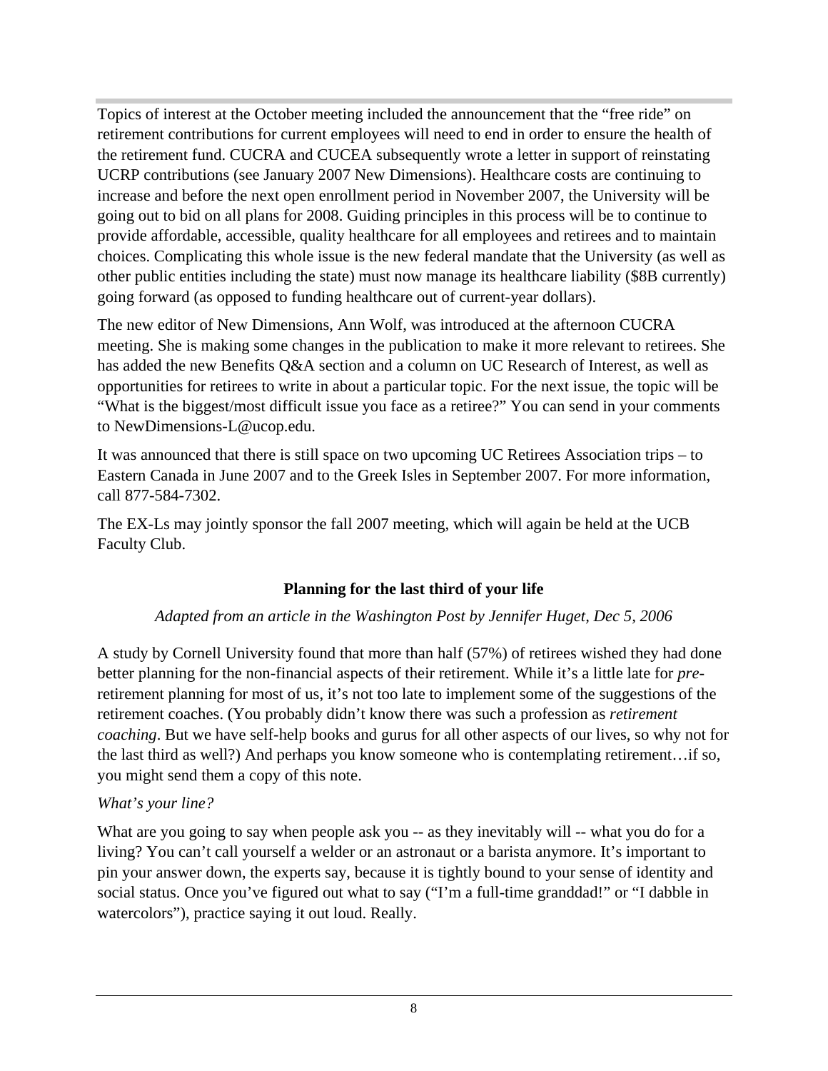Topics of interest at the October meeting included the announcement that the "free ride" on retirement contributions for current employees will need to end in order to ensure the health of the retirement fund. CUCRA and CUCEA subsequently wrote a letter in support of reinstating UCRP contributions (see January 2007 New Dimensions). Healthcare costs are continuing to increase and before the next open enrollment period in November 2007, the University will be going out to bid on all plans for 2008. Guiding principles in this process will be to continue to provide affordable, accessible, quality healthcare for all employees and retirees and to maintain choices. Complicating this whole issue is the new federal mandate that the University (as well as other public entities including the state) must now manage its healthcare liability ($8B currently) going forward (as opposed to funding healthcare out of current-year dollars).

The new editor of New Dimensions, Ann Wolf, was introduced at the afternoon CUCRA meeting. She is making some changes in the publication to make it more relevant to retirees. She has added the new Benefits Q&A section and a column on UC Research of Interest, as well as opportunities for retirees to write in about a particular topic. For the next issue, the topic will be "What is the biggest/most difficult issue you face as a retiree?" You can send in your comments to NewDimensions-L@ucop.edu.

It was announced that there is still space on two upcoming UC Retirees Association trips – to Eastern Canada in June 2007 and to the Greek Isles in September 2007. For more information, call 877-584-7302.

The EX-Ls may jointly sponsor the fall 2007 meeting, which will again be held at the UCB Faculty Club.

## Planning for the last third of your life

*Adapted from an article in the Washington Post by Jennifer Huget, Dec 5, 2006*

A study by Cornell University found that more than half (57%) of retirees wished they had done better planning for the non-financial aspects of their retirement. While it's a little late for *pre*-retirement planning for most of us, it's not too late to implement some of the suggestions of the retirement coaches. (You probably didn't know there was such a profession as *retirement coaching*. But we have self-help books and gurus for all other aspects of our lives, so why not for the last third as well?) And perhaps you know someone who is contemplating retirement…if so, you might send them a copy of this note.

*What's your line?*

What are you going to say when people ask you -- as they inevitably will -- what you do for a living? You can't call yourself a welder or an astronaut or a barista anymore. It's important to pin your answer down, the experts say, because it is tightly bound to your sense of identity and social status. Once you've figured out what to say ("I'm a full-time granddad!" or "I dabble in watercolors"), practice saying it out loud. Really.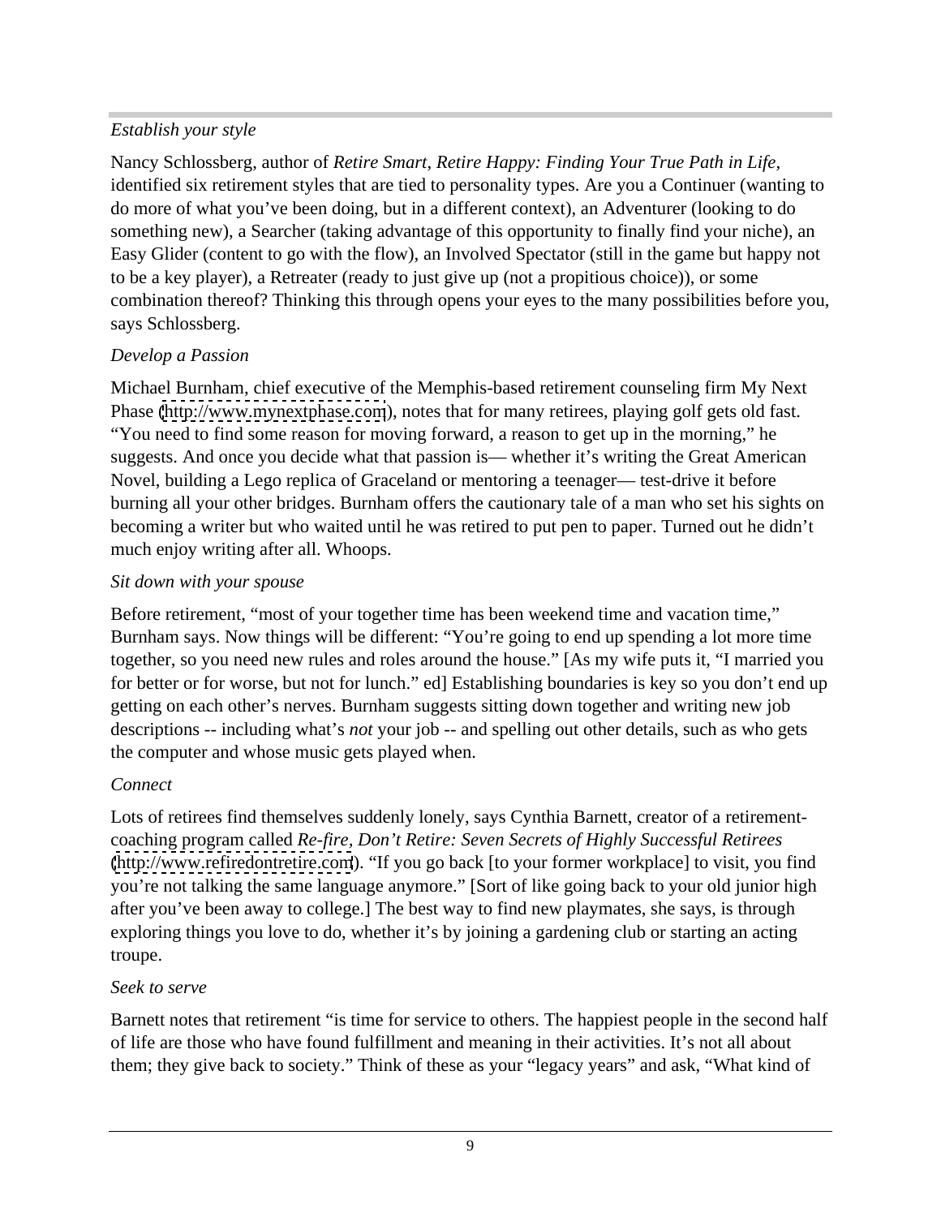*Establish your style*

Nancy Schlossberg, author of *Retire Smart, Retire Happy: Finding Your True Path in Life,* identified six retirement styles that are tied to personality types. Are you a Continuer (wanting to do more of what you've been doing, but in a different context), an Adventurer (looking to do something new), a Searcher (taking advantage of this opportunity to finally find your niche), an Easy Glider (content to go with the flow), an Involved Spectator (still in the game but happy not to be a key player), a Retreater (ready to just give up (not a propitious choice)), or some combination thereof? Thinking this through opens your eyes to the many possibilities before you, says Schlossberg.

*Develop a Passion*

Michael Burnham, chief executive of the Memphis-based retirement counseling firm My Next Phase (http://www.mynextphase.com), notes that for many retirees, playing golf gets old fast. "You need to find some reason for moving forward, a reason to get up in the morning," he suggests. And once you decide what that passion is— whether it's writing the Great American Novel, building a Lego replica of Graceland or mentoring a teenager— test-drive it before burning all your other bridges. Burnham offers the cautionary tale of a man who set his sights on becoming a writer but who waited until he was retired to put pen to paper. Turned out he didn't much enjoy writing after all. Whoops.

*Sit down with your spouse*

Before retirement, "most of your together time has been weekend time and vacation time," Burnham says. Now things will be different: "You're going to end up spending a lot more time together, so you need new rules and roles around the house." [As my wife puts it, "I married you for better or for worse, but not for lunch." ed] Establishing boundaries is key so you don't end up getting on each other's nerves. Burnham suggests sitting down together and writing new job descriptions -- including what's *not* your job -- and spelling out other details, such as who gets the computer and whose music gets played when.

*Connect*

Lots of retirees find themselves suddenly lonely, says Cynthia Barnett, creator of a retirement-coaching program called *Re-fire, Don't Retire: Seven Secrets of Highly Successful Retirees* (http://www.refiredontretire.com). "If you go back [to your former workplace] to visit, you find you're not talking the same language anymore." [Sort of like going back to your old junior high after you've been away to college.] The best way to find new playmates, she says, is through exploring things you love to do, whether it's by joining a gardening club or starting an acting troupe.

*Seek to serve*

Barnett notes that retirement "is time for service to others. The happiest people in the second half of life are those who have found fulfillment and meaning in their activities. It's not all about them; they give back to society." Think of these as your "legacy years" and ask, "What kind of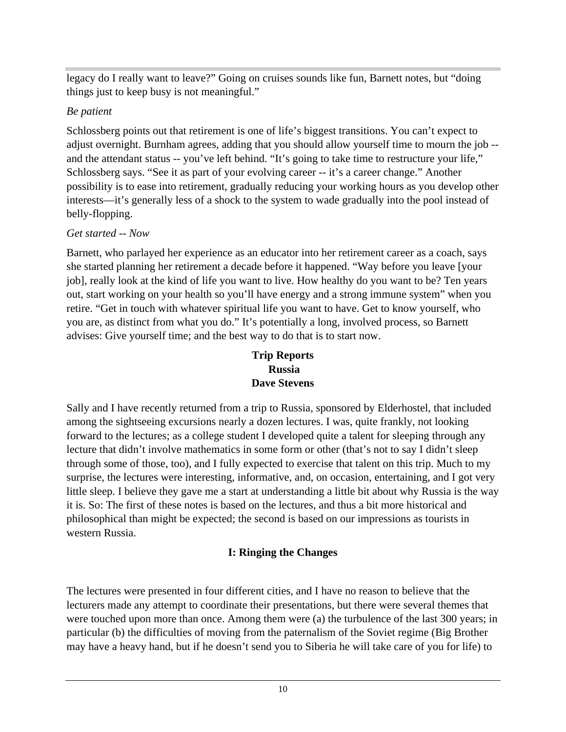legacy do I really want to leave?" Going on cruises sounds like fun, Barnett notes, but "doing things just to keep busy is not meaningful."

*Be patient*

Schlossberg points out that retirement is one of life's biggest transitions. You can't expect to adjust overnight. Burnham agrees, adding that you should allow yourself time to mourn the job -- and the attendant status -- you've left behind. "It's going to take time to restructure your life," Schlossberg says. "See it as part of your evolving career -- it's a career change." Another possibility is to ease into retirement, gradually reducing your working hours as you develop other interests—it's generally less of a shock to the system to wade gradually into the pool instead of belly-flopping.

*Get started -- Now*

Barnett, who parlayed her experience as an educator into her retirement career as a coach, says she started planning her retirement a decade before it happened. "Way before you leave [your job], really look at the kind of life you want to live. How healthy do you want to be? Ten years out, start working on your health so you'll have energy and a strong immune system" when you retire. "Get in touch with whatever spiritual life you want to have. Get to know yourself, who you are, as distinct from what you do." It's potentially a long, involved process, so Barnett advises: Give yourself time; and the best way to do that is to start now.

## Trip Reports
## Russia
**Dave Stevens**

Sally and I have recently returned from a trip to Russia, sponsored by Elderhostel, that included among the sightseeing excursions nearly a dozen lectures. I was, quite frankly, not looking forward to the lectures; as a college student I developed quite a talent for sleeping through any lecture that didn't involve mathematics in some form or other (that's not to say I didn't sleep through some of those, too), and I fully expected to exercise that talent on this trip. Much to my surprise, the lectures were interesting, informative, and, on occasion, entertaining, and I got very little sleep. I believe they gave me a start at understanding a little bit about why Russia is the way it is. So: The first of these notes is based on the lectures, and thus a bit more historical and philosophical than might be expected; the second is based on our impressions as tourists in western Russia.

### I: Ringing the Changes

The lectures were presented in four different cities, and I have no reason to believe that the lecturers made any attempt to coordinate their presentations, but there were several themes that were touched upon more than once. Among them were (a) the turbulence of the last 300 years; in particular (b) the difficulties of moving from the paternalism of the Soviet regime (Big Brother may have a heavy hand, but if he doesn't send you to Siberia he will take care of you for life) to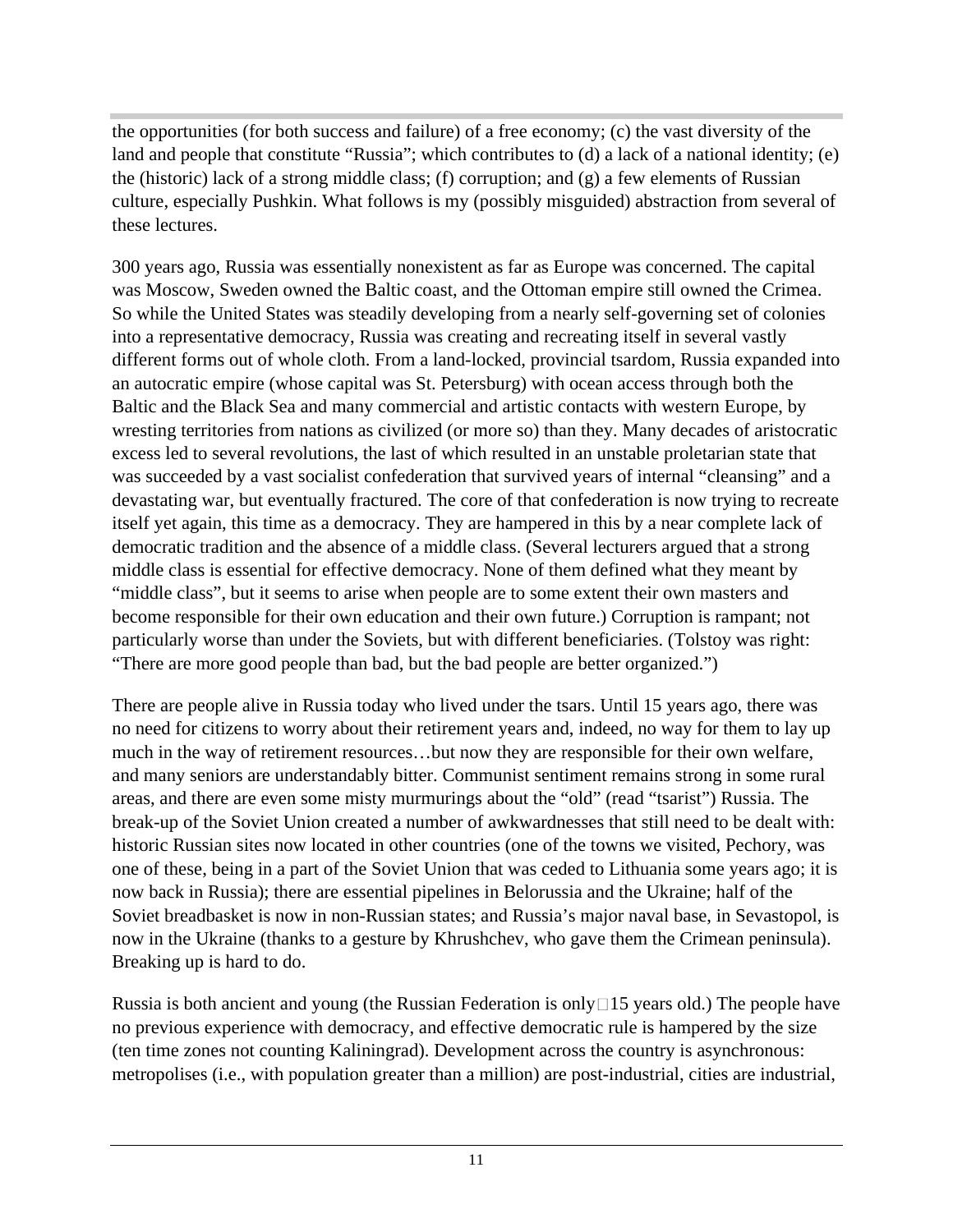the opportunities (for both success and failure) of a free economy; (c) the vast diversity of the land and people that constitute "Russia"; which contributes to (d) a lack of a national identity; (e) the (historic) lack of a strong middle class; (f) corruption; and (g) a few elements of Russian culture, especially Pushkin. What follows is my (possibly misguided) abstraction from several of these lectures.

300 years ago, Russia was essentially nonexistent as far as Europe was concerned. The capital was Moscow, Sweden owned the Baltic coast, and the Ottoman empire still owned the Crimea. So while the United States was steadily developing from a nearly self-governing set of colonies into a representative democracy, Russia was creating and recreating itself in several vastly different forms out of whole cloth. From a land-locked, provincial tsardom, Russia expanded into an autocratic empire (whose capital was St. Petersburg) with ocean access through both the Baltic and the Black Sea and many commercial and artistic contacts with western Europe, by wresting territories from nations as civilized (or more so) than they. Many decades of aristocratic excess led to several revolutions, the last of which resulted in an unstable proletarian state that was succeeded by a vast socialist confederation that survived years of internal "cleansing" and a devastating war, but eventually fractured. The core of that confederation is now trying to recreate itself yet again, this time as a democracy. They are hampered in this by a near complete lack of democratic tradition and the absence of a middle class. (Several lecturers argued that a strong middle class is essential for effective democracy. None of them defined what they meant by "middle class", but it seems to arise when people are to some extent their own masters and become responsible for their own education and their own future.) Corruption is rampant; not particularly worse than under the Soviets, but with different beneficiaries. (Tolstoy was right: "There are more good people than bad, but the bad people are better organized.")

There are people alive in Russia today who lived under the tsars. Until 15 years ago, there was no need for citizens to worry about their retirement years and, indeed, no way for them to lay up much in the way of retirement resources…but now they are responsible for their own welfare, and many seniors are understandably bitter. Communist sentiment remains strong in some rural areas, and there are even some misty murmurings about the "old" (read "tsarist") Russia. The break-up of the Soviet Union created a number of awkwardnesses that still need to be dealt with: historic Russian sites now located in other countries (one of the towns we visited, Pechory, was one of these, being in a part of the Soviet Union that was ceded to Lithuania some years ago; it is now back in Russia); there are essential pipelines in Belorussia and the Ukraine; half of the Soviet breadbasket is now in non-Russian states; and Russia's major naval base, in Sevastopol, is now in the Ukraine (thanks to a gesture by Khrushchev, who gave them the Crimean peninsula). Breaking up is hard to do.

Russia is both ancient and young (the Russian Federation is only 15 years old.) The people have no previous experience with democracy, and effective democratic rule is hampered by the size (ten time zones not counting Kaliningrad). Development across the country is asynchronous: metropolises (i.e., with population greater than a million) are post-industrial, cities are industrial,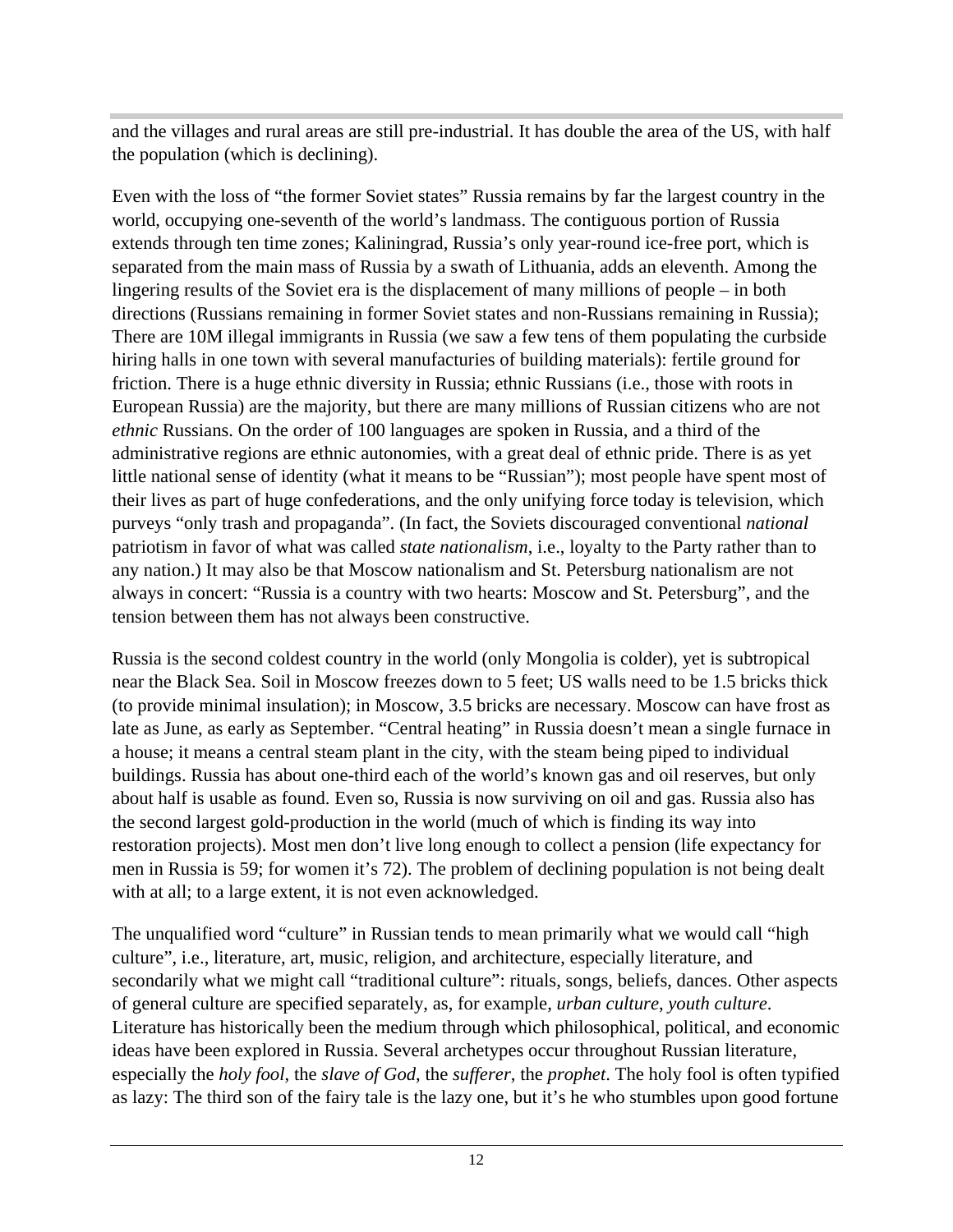and the villages and rural areas are still pre-industrial. It has double the area of the US, with half the population (which is declining).

Even with the loss of "the former Soviet states" Russia remains by far the largest country in the world, occupying one-seventh of the world's landmass. The contiguous portion of Russia extends through ten time zones; Kaliningrad, Russia's only year-round ice-free port, which is separated from the main mass of Russia by a swath of Lithuania, adds an eleventh. Among the lingering results of the Soviet era is the displacement of many millions of people – in both directions (Russians remaining in former Soviet states and non-Russians remaining in Russia); There are 10M illegal immigrants in Russia (we saw a few tens of them populating the curbside hiring halls in one town with several manufacturies of building materials): fertile ground for friction. There is a huge ethnic diversity in Russia; ethnic Russians (i.e., those with roots in European Russia) are the majority, but there are many millions of Russian citizens who are not *ethnic* Russians. On the order of 100 languages are spoken in Russia, and a third of the administrative regions are ethnic autonomies, with a great deal of ethnic pride. There is as yet little national sense of identity (what it means to be "Russian"); most people have spent most of their lives as part of huge confederations, and the only unifying force today is television, which purveys "only trash and propaganda". (In fact, the Soviets discouraged conventional *national* patriotism in favor of what was called *state nationalism*, i.e., loyalty to the Party rather than to any nation.) It may also be that Moscow nationalism and St. Petersburg nationalism are not always in concert: "Russia is a country with two hearts: Moscow and St. Petersburg", and the tension between them has not always been constructive.

Russia is the second coldest country in the world (only Mongolia is colder), yet is subtropical near the Black Sea. Soil in Moscow freezes down to 5 feet; US walls need to be 1.5 bricks thick (to provide minimal insulation); in Moscow, 3.5 bricks are necessary. Moscow can have frost as late as June, as early as September. "Central heating" in Russia doesn't mean a single furnace in a house; it means a central steam plant in the city, with the steam being piped to individual buildings. Russia has about one-third each of the world's known gas and oil reserves, but only about half is usable as found. Even so, Russia is now surviving on oil and gas. Russia also has the second largest gold-production in the world (much of which is finding its way into restoration projects). Most men don't live long enough to collect a pension (life expectancy for men in Russia is 59; for women it's 72). The problem of declining population is not being dealt with at all; to a large extent, it is not even acknowledged.

The unqualified word "culture" in Russian tends to mean primarily what we would call "high culture", i.e., literature, art, music, religion, and architecture, especially literature, and secondarily what we might call "traditional culture": rituals, songs, beliefs, dances. Other aspects of general culture are specified separately, as, for example, *urban culture*, *youth culture*. Literature has historically been the medium through which philosophical, political, and economic ideas have been explored in Russia. Several archetypes occur throughout Russian literature, especially the *holy fool*, the *slave of God*, the *sufferer*, the *prophet*. The holy fool is often typified as lazy: The third son of the fairy tale is the lazy one, but it's he who stumbles upon good fortune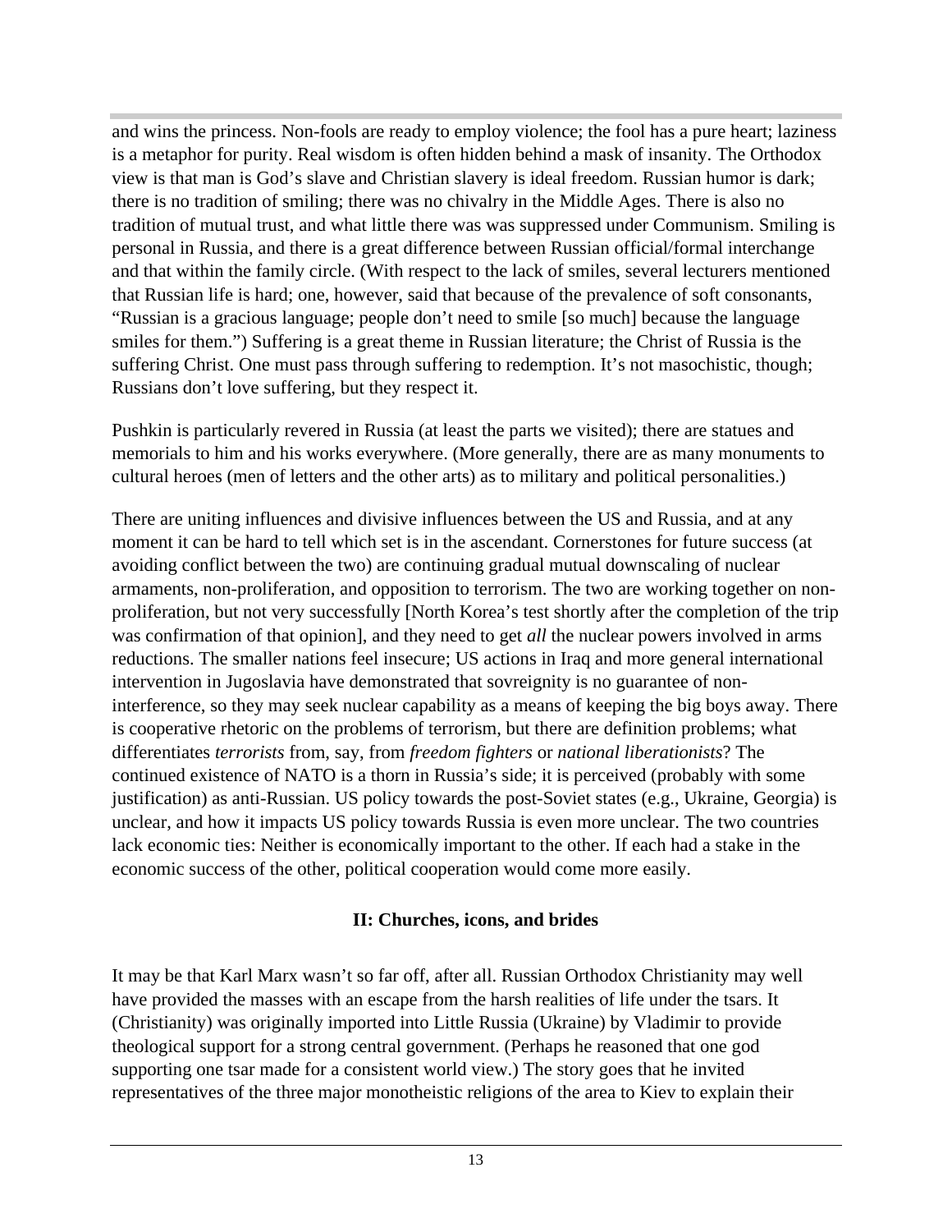and wins the princess. Non-fools are ready to employ violence; the fool has a pure heart; laziness is a metaphor for purity. Real wisdom is often hidden behind a mask of insanity. The Orthodox view is that man is God's slave and Christian slavery is ideal freedom. Russian humor is dark; there is no tradition of smiling; there was no chivalry in the Middle Ages. There is also no tradition of mutual trust, and what little there was was suppressed under Communism. Smiling is personal in Russia, and there is a great difference between Russian official/formal interchange and that within the family circle. (With respect to the lack of smiles, several lecturers mentioned that Russian life is hard; one, however, said that because of the prevalence of soft consonants, "Russian is a gracious language; people don't need to smile [so much] because the language smiles for them.") Suffering is a great theme in Russian literature; the Christ of Russia is the suffering Christ. One must pass through suffering to redemption. It's not masochistic, though; Russians don't love suffering, but they respect it.

Pushkin is particularly revered in Russia (at least the parts we visited); there are statues and memorials to him and his works everywhere. (More generally, there are as many monuments to cultural heroes (men of letters and the other arts) as to military and political personalities.)

There are uniting influences and divisive influences between the US and Russia, and at any moment it can be hard to tell which set is in the ascendant. Cornerstones for future success (at avoiding conflict between the two) are continuing gradual mutual downscaling of nuclear armaments, non-proliferation, and opposition to terrorism. The two are working together on non-proliferation, but not very successfully [North Korea's test shortly after the completion of the trip was confirmation of that opinion], and they need to get *all* the nuclear powers involved in arms reductions. The smaller nations feel insecure; US actions in Iraq and more general international intervention in Jugoslavia have demonstrated that sovreignity is no guarantee of non-interference, so they may seek nuclear capability as a means of keeping the big boys away. There is cooperative rhetoric on the problems of terrorism, but there are definition problems; what differentiates *terrorists* from, say, from *freedom fighters* or *national liberationists*? The continued existence of NATO is a thorn in Russia's side; it is perceived (probably with some justification) as anti-Russian. US policy towards the post-Soviet states (e.g., Ukraine, Georgia) is unclear, and how it impacts US policy towards Russia is even more unclear. The two countries lack economic ties: Neither is economically important to the other. If each had a stake in the economic success of the other, political cooperation would come more easily.

## II: Churches, icons, and brides

It may be that Karl Marx wasn't so far off, after all. Russian Orthodox Christianity may well have provided the masses with an escape from the harsh realities of life under the tsars. It (Christianity) was originally imported into Little Russia (Ukraine) by Vladimir to provide theological support for a strong central government. (Perhaps he reasoned that one god supporting one tsar made for a consistent world view.) The story goes that he invited representatives of the three major monotheistic religions of the area to Kiev to explain their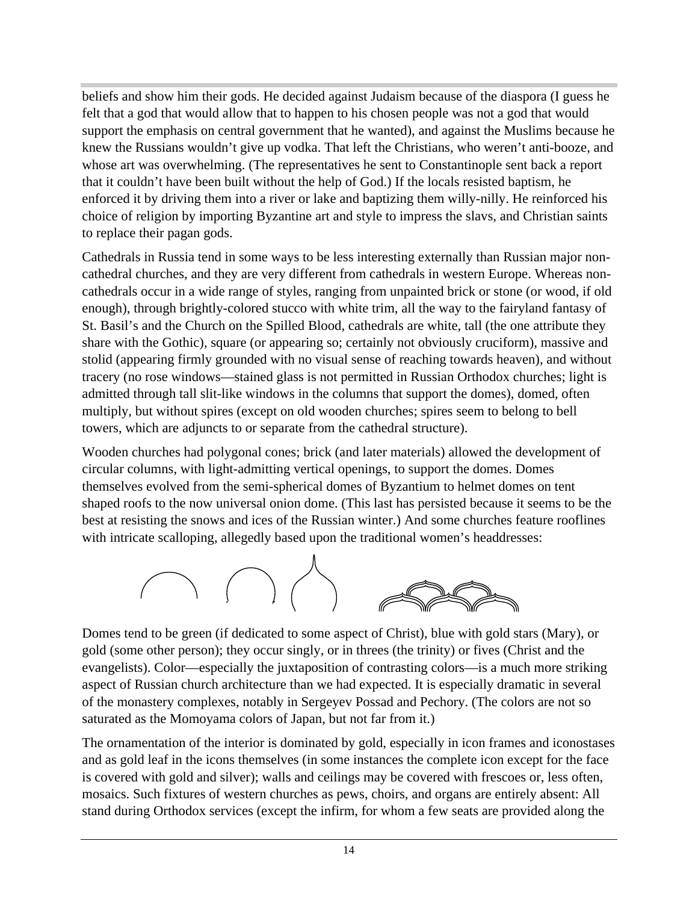beliefs and show him their gods. He decided against Judaism because of the diaspora (I guess he felt that a god that would allow that to happen to his chosen people was not a god that would support the emphasis on central government that he wanted), and against the Muslims because he knew the Russians wouldn't give up vodka. That left the Christians, who weren't anti-booze, and whose art was overwhelming. (The representatives he sent to Constantinople sent back a report that it couldn't have been built without the help of God.) If the locals resisted baptism, he enforced it by driving them into a river or lake and baptizing them willy-nilly. He reinforced his choice of religion by importing Byzantine art and style to impress the slavs, and Christian saints to replace their pagan gods.

Cathedrals in Russia tend in some ways to be less interesting externally than Russian major non-cathedral churches, and they are very different from cathedrals in western Europe. Whereas non-cathedrals occur in a wide range of styles, ranging from unpainted brick or stone (or wood, if old enough), through brightly-colored stucco with white trim, all the way to the fairyland fantasy of St. Basil's and the Church on the Spilled Blood, cathedrals are white, tall (the one attribute they share with the Gothic), square (or appearing so; certainly not obviously cruciform), massive and stolid (appearing firmly grounded with no visual sense of reaching towards heaven), and without tracery (no rose windows—stained glass is not permitted in Russian Orthodox churches; light is admitted through tall slit-like windows in the columns that support the domes), domed, often multiply, but without spires (except on old wooden churches; spires seem to belong to bell towers, which are adjuncts to or separate from the cathedral structure).

Wooden churches had polygonal cones; brick (and later materials) allowed the development of circular columns, with light-admitting vertical openings, to support the domes. Domes themselves evolved from the semi-spherical domes of Byzantium to helmet domes on tent shaped roofs to the now universal onion dome. (This last has persisted because it seems to be the best at resisting the snows and ices of the Russian winter.) And some churches feature rooflines with intricate scalloping, allegedly based upon the traditional women's headdresses:

Domes tend to be green (if dedicated to some aspect of Christ), blue with gold stars (Mary), or gold (some other person); they occur singly, or in threes (the trinity) or fives (Christ and the evangelists). Color—especially the juxtaposition of contrasting colors—is a much more striking aspect of Russian church architecture than we had expected. It is especially dramatic in several of the monastery complexes, notably in Sergeyev Possad and Pechory. (The colors are not so saturated as the Momoyama colors of Japan, but not far from it.)

The ornamentation of the interior is dominated by gold, especially in icon frames and iconostases and as gold leaf in the icons themselves (in some instances the complete icon except for the face is covered with gold and silver); walls and ceilings may be covered with frescoes or, less often, mosaics. Such fixtures of western churches as pews, choirs, and organs are entirely absent: All stand during Orthodox services (except the infirm, for whom a few seats are provided along the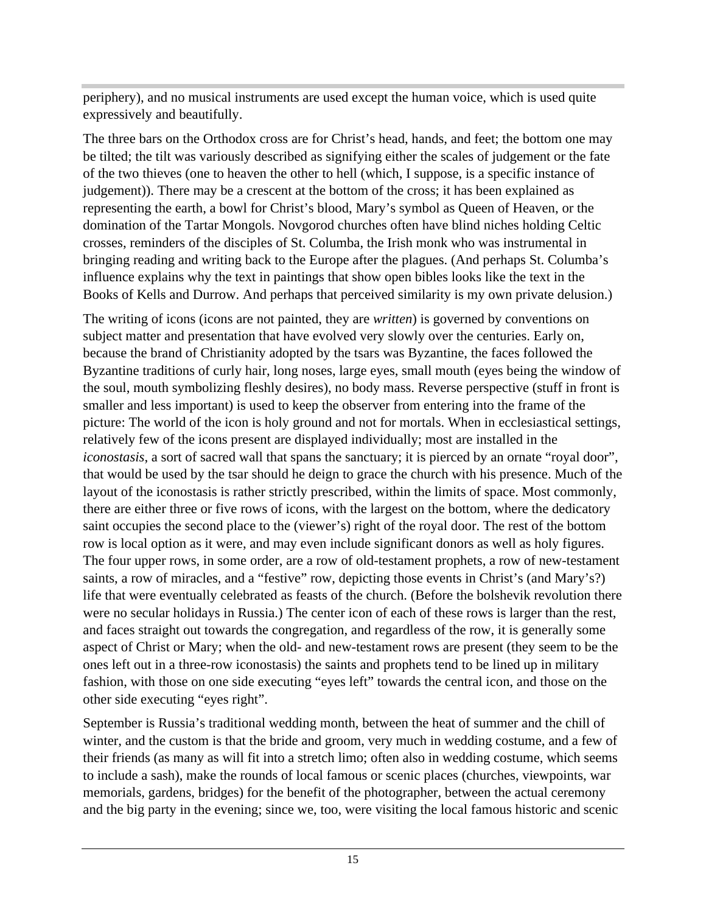periphery), and no musical instruments are used except the human voice, which is used quite expressively and beautifully.

The three bars on the Orthodox cross are for Christ's head, hands, and feet; the bottom one may be tilted; the tilt was variously described as signifying either the scales of judgement or the fate of the two thieves (one to heaven the other to hell (which, I suppose, is a specific instance of judgement)). There may be a crescent at the bottom of the cross; it has been explained as representing the earth, a bowl for Christ's blood, Mary's symbol as Queen of Heaven, or the domination of the Tartar Mongols. Novgorod churches often have blind niches holding Celtic crosses, reminders of the disciples of St. Columba, the Irish monk who was instrumental in bringing reading and writing back to the Europe after the plagues. (And perhaps St. Columba's influence explains why the text in paintings that show open bibles looks like the text in the Books of Kells and Durrow. And perhaps that perceived similarity is my own private delusion.)

The writing of icons (icons are not painted, they are *written*) is governed by conventions on subject matter and presentation that have evolved very slowly over the centuries. Early on, because the brand of Christianity adopted by the tsars was Byzantine, the faces followed the Byzantine traditions of curly hair, long noses, large eyes, small mouth (eyes being the window of the soul, mouth symbolizing fleshly desires), no body mass. Reverse perspective (stuff in front is smaller and less important) is used to keep the observer from entering into the frame of the picture: The world of the icon is holy ground and not for mortals. When in ecclesiastical settings, relatively few of the icons present are displayed individually; most are installed in the *iconostasis*, a sort of sacred wall that spans the sanctuary; it is pierced by an ornate "royal door", that would be used by the tsar should he deign to grace the church with his presence. Much of the layout of the iconostasis is rather strictly prescribed, within the limits of space. Most commonly, there are either three or five rows of icons, with the largest on the bottom, where the dedicatory saint occupies the second place to the (viewer's) right of the royal door. The rest of the bottom row is local option as it were, and may even include significant donors as well as holy figures. The four upper rows, in some order, are a row of old-testament prophets, a row of new-testament saints, a row of miracles, and a "festive" row, depicting those events in Christ's (and Mary's?) life that were eventually celebrated as feasts of the church. (Before the bolshevik revolution there were no secular holidays in Russia.) The center icon of each of these rows is larger than the rest, and faces straight out towards the congregation, and regardless of the row, it is generally some aspect of Christ or Mary; when the old- and new-testament rows are present (they seem to be the ones left out in a three-row iconostasis) the saints and prophets tend to be lined up in military fashion, with those on one side executing "eyes left" towards the central icon, and those on the other side executing "eyes right".

September is Russia's traditional wedding month, between the heat of summer and the chill of winter, and the custom is that the bride and groom, very much in wedding costume, and a few of their friends (as many as will fit into a stretch limo; often also in wedding costume, which seems to include a sash), make the rounds of local famous or scenic places (churches, viewpoints, war memorials, gardens, bridges) for the benefit of the photographer, between the actual ceremony and the big party in the evening; since we, too, were visiting the local famous historic and scenic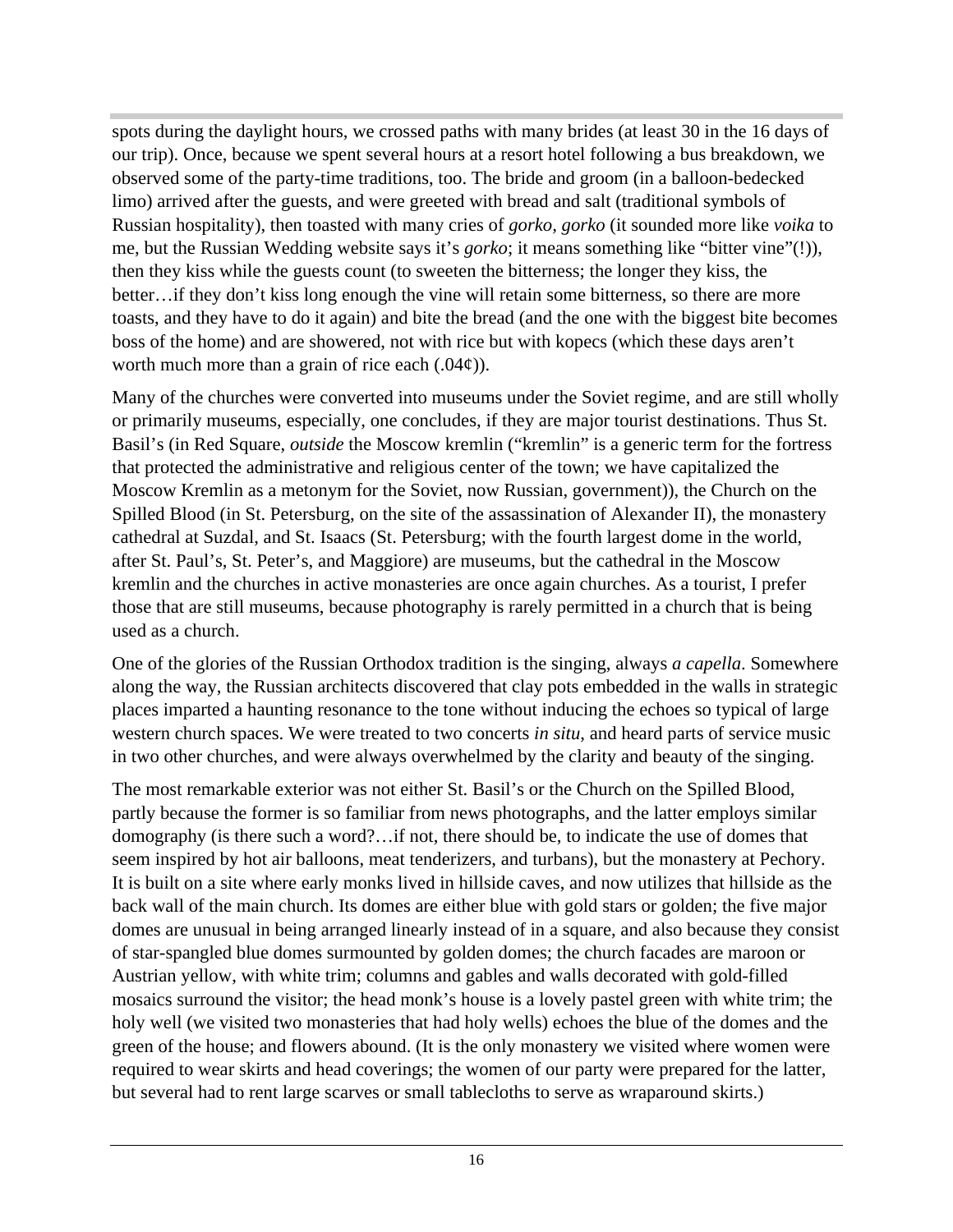spots during the daylight hours, we crossed paths with many brides (at least 30 in the 16 days of our trip). Once, because we spent several hours at a resort hotel following a bus breakdown, we observed some of the party-time traditions, too. The bride and groom (in a balloon-bedecked limo) arrived after the guests, and were greeted with bread and salt (traditional symbols of Russian hospitality), then toasted with many cries of *gorko, gorko* (it sounded more like *voika* to me, but the Russian Wedding website says it's *gorko*; it means something like "bitter vine"(!)), then they kiss while the guests count (to sweeten the bitterness; the longer they kiss, the better…if they don't kiss long enough the vine will retain some bitterness, so there are more toasts, and they have to do it again) and bite the bread (and the one with the biggest bite becomes boss of the home) and are showered, not with rice but with kopecs (which these days aren't worth much more than a grain of rice each (.04¢)).

Many of the churches were converted into museums under the Soviet regime, and are still wholly or primarily museums, especially, one concludes, if they are major tourist destinations. Thus St. Basil's (in Red Square, *outside* the Moscow kremlin ("kremlin" is a generic term for the fortress that protected the administrative and religious center of the town; we have capitalized the Moscow Kremlin as a metonym for the Soviet, now Russian, government)), the Church on the Spilled Blood (in St. Petersburg, on the site of the assassination of Alexander II), the monastery cathedral at Suzdal, and St. Isaacs (St. Petersburg; with the fourth largest dome in the world, after St. Paul's, St. Peter's, and Maggiore) are museums, but the cathedral in the Moscow kremlin and the churches in active monasteries are once again churches. As a tourist, I prefer those that are still museums, because photography is rarely permitted in a church that is being used as a church.

One of the glories of the Russian Orthodox tradition is the singing, always *a capella*. Somewhere along the way, the Russian architects discovered that clay pots embedded in the walls in strategic places imparted a haunting resonance to the tone without inducing the echoes so typical of large western church spaces. We were treated to two concerts *in situ*, and heard parts of service music in two other churches, and were always overwhelmed by the clarity and beauty of the singing.

The most remarkable exterior was not either St. Basil's or the Church on the Spilled Blood, partly because the former is so familiar from news photographs, and the latter employs similar domography (is there such a word?…if not, there should be, to indicate the use of domes that seem inspired by hot air balloons, meat tenderizers, and turbans), but the monastery at Pechory. It is built on a site where early monks lived in hillside caves, and now utilizes that hillside as the back wall of the main church. Its domes are either blue with gold stars or golden; the five major domes are unusual in being arranged linearly instead of in a square, and also because they consist of star-spangled blue domes surmounted by golden domes; the church facades are maroon or Austrian yellow, with white trim; columns and gables and walls decorated with gold-filled mosaics surround the visitor; the head monk's house is a lovely pastel green with white trim; the holy well (we visited two monasteries that had holy wells) echoes the blue of the domes and the green of the house; and flowers abound. (It is the only monastery we visited where women were required to wear skirts and head coverings; the women of our party were prepared for the latter, but several had to rent large scarves or small tablecloths to serve as wraparound skirts.)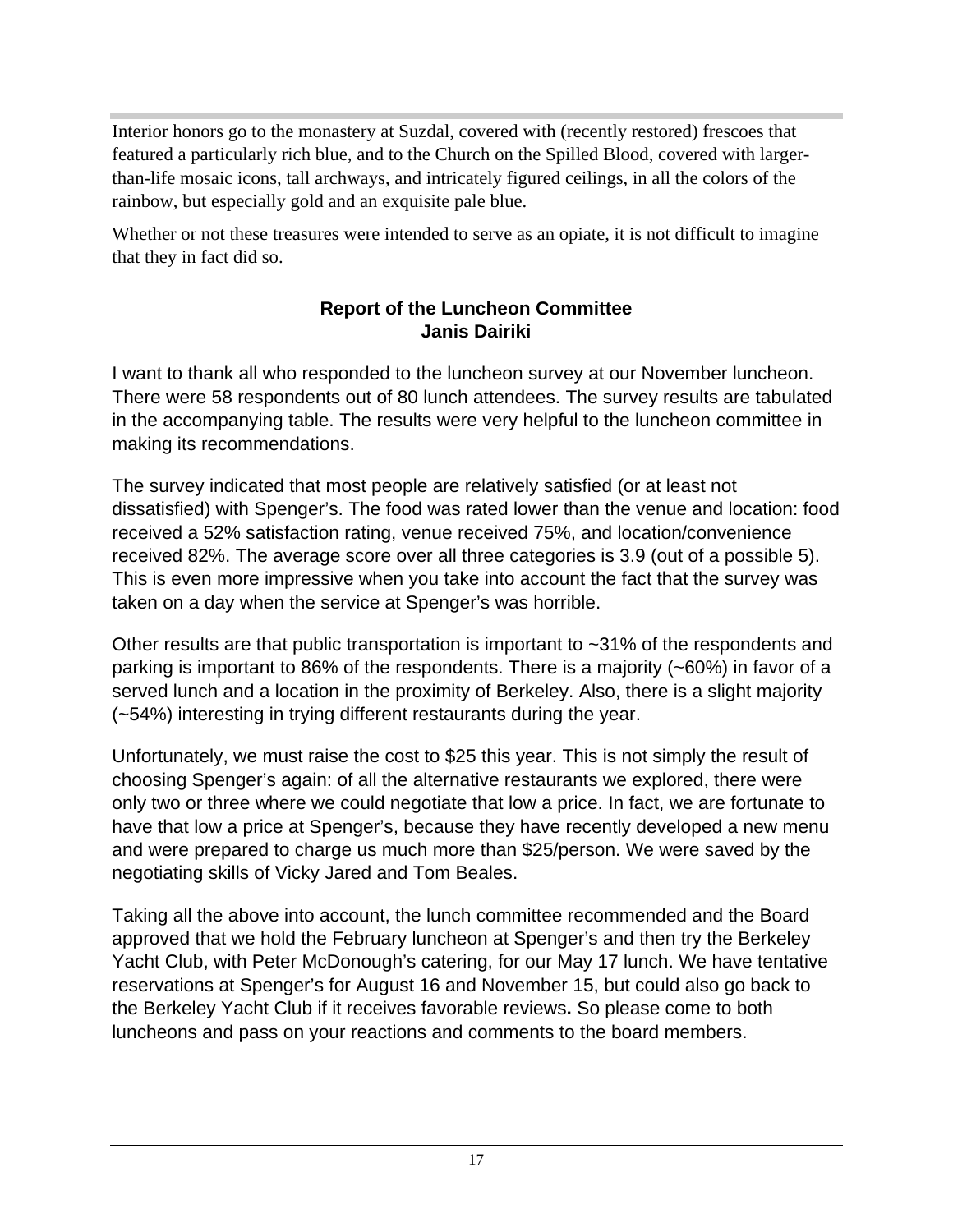Interior honors go to the monastery at Suzdal, covered with (recently restored) frescoes that featured a particularly rich blue, and to the Church on the Spilled Blood, covered with larger-than-life mosaic icons, tall archways, and intricately figured ceilings, in all the colors of the rainbow, but especially gold and an exquisite pale blue.

Whether or not these treasures were intended to serve as an opiate, it is not difficult to imagine that they in fact did so.

## Report of the Luncheon Committee
**Janis Dairiki**

I want to thank all who responded to the luncheon survey at our November luncheon. There were 58 respondents out of 80 lunch attendees. The survey results are tabulated in the accompanying table. The results were very helpful to the luncheon committee in making its recommendations.

The survey indicated that most people are relatively satisfied (or at least not dissatisfied) with Spenger's. The food was rated lower than the venue and location: food received a 52% satisfaction rating, venue received 75%, and location/convenience received 82%. The average score over all three categories is 3.9 (out of a possible 5). This is even more impressive when you take into account the fact that the survey was taken on a day when the service at Spenger's was horrible.

Other results are that public transportation is important to ~31% of the respondents and parking is important to 86% of the respondents. There is a majority (~60%) in favor of a served lunch and a location in the proximity of Berkeley. Also, there is a slight majority (~54%) interesting in trying different restaurants during the year.

Unfortunately, we must raise the cost to $25 this year. This is not simply the result of choosing Spenger's again: of all the alternative restaurants we explored, there were only two or three where we could negotiate that low a price. In fact, we are fortunate to have that low a price at Spenger's, because they have recently developed a new menu and were prepared to charge us much more than $25/person. We were saved by the negotiating skills of Vicky Jared and Tom Beales.

Taking all the above into account, the lunch committee recommended and the Board approved that we hold the February luncheon at Spenger's and then try the Berkeley Yacht Club, with Peter McDonough's catering, for our May 17 lunch. We have tentative reservations at Spenger's for August 16 and November 15, but could also go back to the Berkeley Yacht Club if it receives favorable reviews**.** So please come to both luncheons and pass on your reactions and comments to the board members.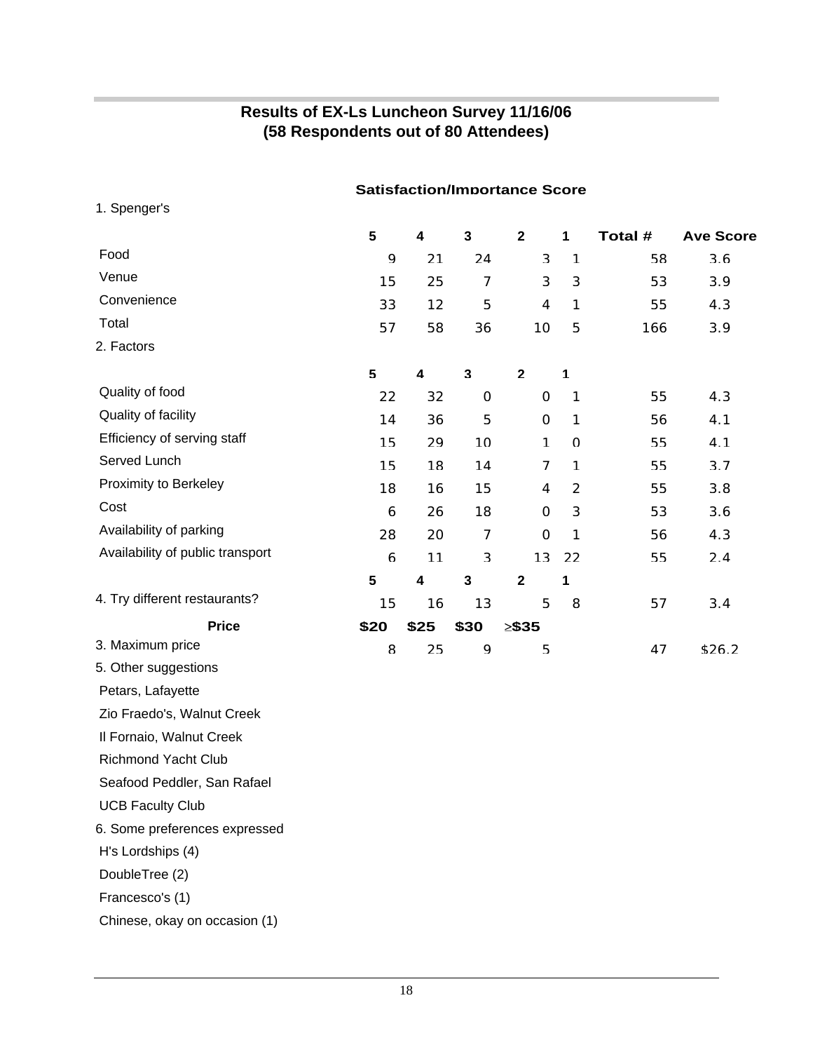## Results of EX-Ls Luncheon Survey 11/16/06
## (58 Respondents out of 80 Attendees)

**Satisfaction/Importance Score**

| | 5 | 4 | 3 | 2 | 1 | Total # | Ave Score |
|---|---|---|---|---|---|---|---|
| 1. Spenger's | | | | | | | |
| Food | 9 | 21 | 24 | 3 | 1 | 58 | 3.6 |
| Venue | 15 | 25 | 7 | 3 | 3 | 53 | 3.9 |
| Convenience | 33 | 12 | 5 | 4 | 1 | 55 | 4.3 |
| Total | 57 | 58 | 36 | 10 | 5 | 166 | 3.9 |
| 2. Factors | | | | | | | |
| | **5** | **4** | **3** | **2** | **1** | | |
| Quality of food | 22 | 32 | 0 | 0 | 1 | 55 | 4.3 |
| Quality of facility | 14 | 36 | 5 | 0 | 1 | 56 | 4.1 |
| Efficiency of serving staff | 15 | 29 | 10 | 1 | 0 | 55 | 4.1 |
| Served Lunch | 15 | 18 | 14 | 7 | 1 | 55 | 3.7 |
| Proximity to Berkeley | 18 | 16 | 15 | 4 | 2 | 55 | 3.8 |
| Cost | 6 | 26 | 18 | 0 | 3 | 53 | 3.6 |
| Availability of parking | 28 | 20 | 7 | 0 | 1 | 56 | 4.3 |
| Availability of public transport | 6 | 11 | 3 | 13 | 22 | 55 | 2.4 |
| | **5** | **4** | **3** | **2** | **1** | | |
| 4. Try different restaurants? | 15 | 16 | 13 | 5 | 8 | 57 | 3.4 |
| **Price** | **$20** | **$25** | **$30** | **≥$35** | | | |
| 3. Maximum price | 8 | 25 | 9 | 5 | | 47 | $26.2 |

5. Other suggestions

- Petars, Lafayette
- Zio Fraedo's, Walnut Creek
- Il Fornaio, Walnut Creek
- Richmond Yacht Club
- Seafood Peddler, San Rafael
- UCB Faculty Club

6. Some preferences expressed

- H's Lordships (4)
- DoubleTree (2)
- Francesco's (1)
- Chinese, okay on occasion (1)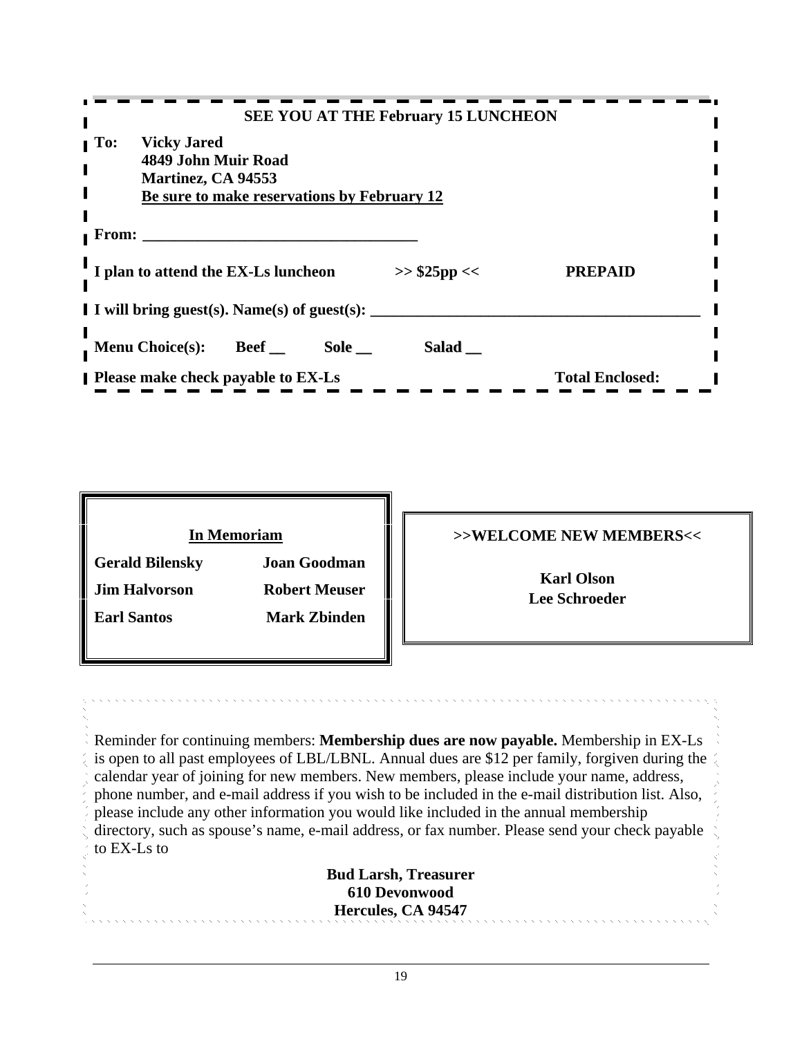**SEE YOU AT THE February 15 LUNCHEON**

**To: Vicky Jared**
**4849 John Muir Road**
**Martinez, CA 94553**
**<u>Be sure to make reservations by February 12</u>**

**From: ___________________________________**

**I plan to attend the EX-Ls luncheon >> $25pp << PREPAID**

**I will bring guest(s). Name(s) of guest(s): _________________________________________**

**Menu Choice(s): Beef __ Sole __ Salad __**

**Please make check payable to EX-Ls Total Enclosed:**

**<u>In Memoriam</u>**

| | |
|---|---|
| **Gerald Bilensky** | **Joan Goodman** |
| **Jim Halvorson** | **Robert Meuser** |
| **Earl Santos** | **Mark Zbinden** |

**>>WELCOME NEW MEMBERS<<**

**Karl Olson**
**Lee Schroeder**

Reminder for continuing members: **Membership dues are now payable.** Membership in EX-Ls is open to all past employees of LBL/LBNL. Annual dues are $12 per family, forgiven during the calendar year of joining for new members. New members, please include your name, address, phone number, and e-mail address if you wish to be included in the e-mail distribution list. Also, please include any other information you would like included in the annual membership directory, such as spouse's name, e-mail address, or fax number. Please send your check payable to EX-Ls to

**Bud Larsh, Treasurer**
**610 Devonwood**
**Hercules, CA 94547**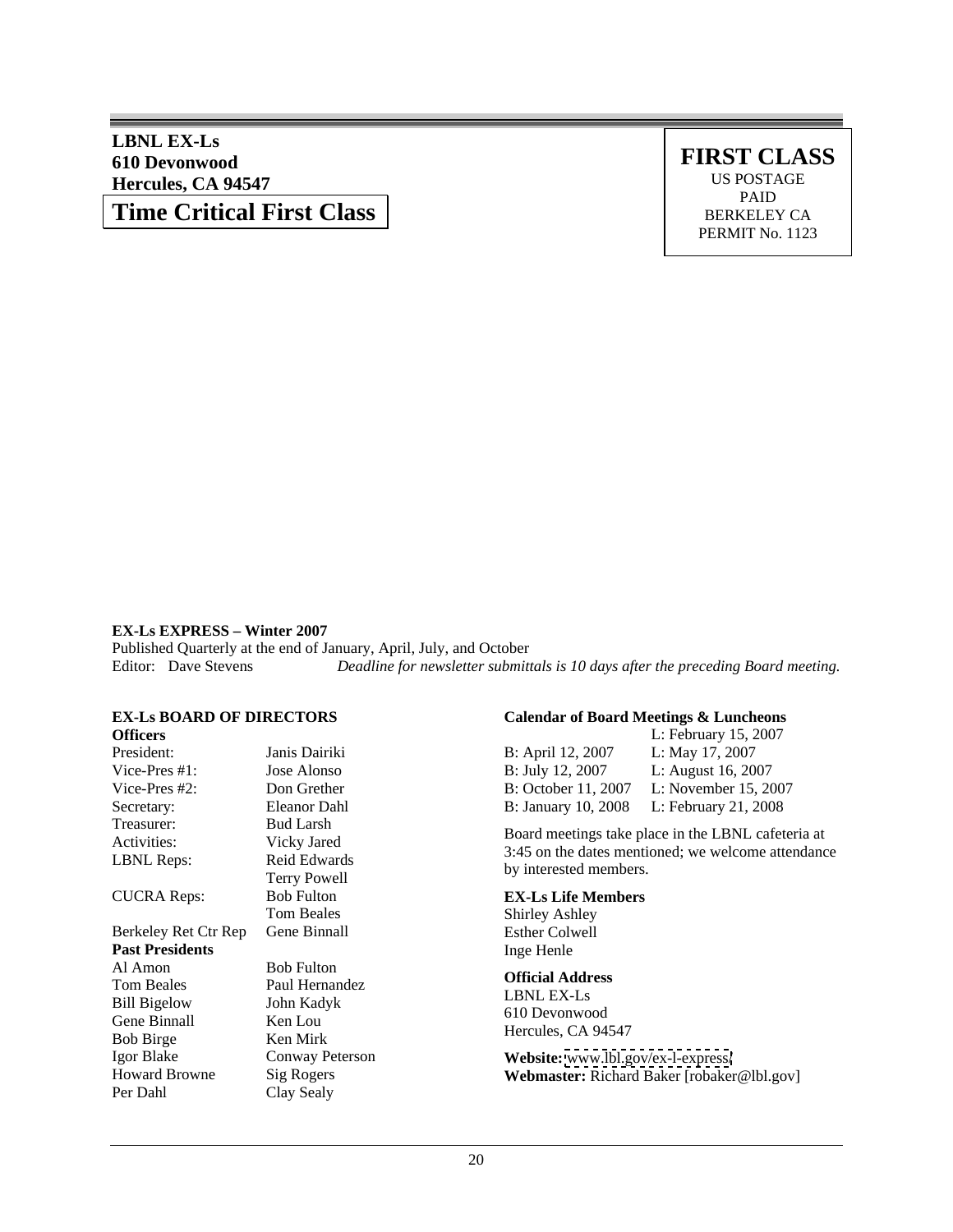**LBNL EX-Ls**
**610 Devonwood**
**Hercules, CA 94547**

**Time Critical First Class**

**FIRST CLASS**
US POSTAGE
PAID
BERKELEY CA
PERMIT No. 1123

**EX-Ls EXPRESS – Winter 2007**

Published Quarterly at the end of January, April, July, and October

Editor: Dave Stevens *Deadline for newsletter submittals is 10 days after the preceding Board meeting.*

**EX-Ls BOARD OF DIRECTORS**

**Officers**

| | |
|---|---|
| President: | Janis Dairiki |
| Vice-Pres #1: | Jose Alonso |
| Vice-Pres #2: | Don Grether |
| Secretary: | Eleanor Dahl |
| Treasurer: | Bud Larsh |
| Activities: | Vicky Jared |
| LBNL Reps: | Reid Edwards |
| | Terry Powell |
| CUCRA Reps: | Bob Fulton |
| | Tom Beales |
| Berkeley Ret Ctr Rep | Gene Binnall |

**Past Presidents**

| | |
|---|---|
| Al Amon | Bob Fulton |
| Tom Beales | Paul Hernandez |
| Bill Bigelow | John Kadyk |
| Gene Binnall | Ken Lou |
| Bob Birge | Ken Mirk |
| Igor Blake | Conway Peterson |
| Howard Browne | Sig Rogers |
| Per Dahl | Clay Sealy |

**Calendar of Board Meetings & Luncheons**

| | |
|---|---|
| | L: February 15, 2007 |
| B: April 12, 2007 | L: May 17, 2007 |
| B: July 12, 2007 | L: August 16, 2007 |
| B: October 11, 2007 | L: November 15, 2007 |
| B: January 10, 2008 | L: February 21, 2008 |

Board meetings take place in the LBNL cafeteria at 3:45 on the dates mentioned; we welcome attendance by interested members.

**EX-Ls Life Members**

Shirley Ashley
Esther Colwell
Inge Henle

**Official Address**

LBNL EX-Ls
610 Devonwood
Hercules, CA 94547

**Website:** www.lbl.gov/ex-l-express/
**Webmaster:** Richard Baker [robaker@lbl.gov]